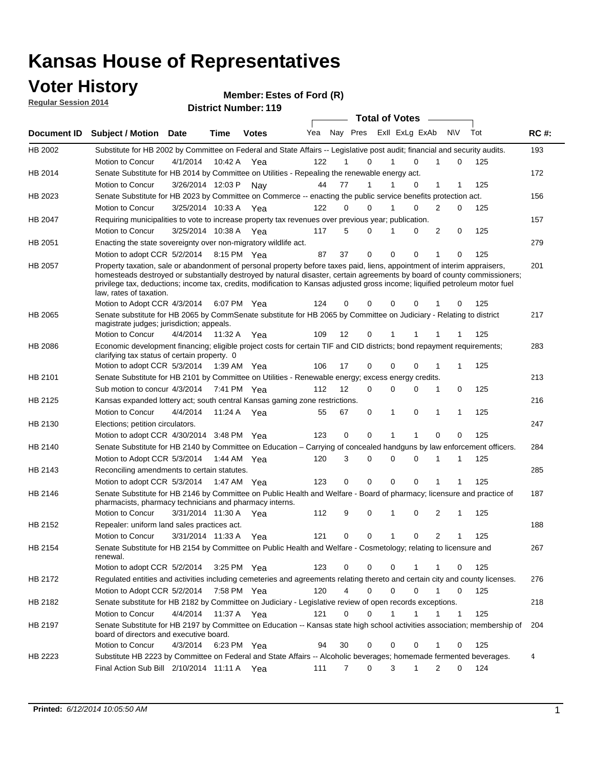# Kansas House of Representatives

## Voter History

**Regular Session 2014**

**Member: Estes of Ford (R)**

**District Number: 119**

| Document ID | Subject / Motion | Date | Time | Votes | Yea | Nay | Pres | ExII | ExLg | ExAb | N\V | Tot | RC #: |
|---|---|---|---|---|---|---|---|---|---|---|---|---|---|
| HB 2002 | Substitute for HB 2002 by Committee on Federal and State Affairs -- Legislative post audit; financial and security audits. | | | | | | | | | | | | 193 |
| | Motion to Concur | 4/1/2014 | 10:42 A | Yea | 122 | 1 | 0 | 1 | 0 | 1 | 0 | 125 | |
| HB 2014 | Senate Substitute for HB 2014 by Committee on Utilities - Repealing the renewable energy act. | | | | | | | | | | | | 172 |
| | Motion to Concur | 3/26/2014 | 12:03 P | Nay | 44 | 77 | 1 | 1 | 0 | 1 | 1 | 125 | |
| HB 2023 | Senate Substitute for HB 2023 by Committee on Commerce -- enacting the public service benefits protection act. | | | | | | | | | | | | 156 |
| | Motion to Concur | 3/25/2014 | 10:33 A | Yea | 122 | 0 | 0 | 1 | 0 | 2 | 0 | 125 | |
| HB 2047 | Requiring municipalities to vote to increase property tax revenues over previous year; publication. | | | | | | | | | | | | 157 |
| | Motion to Concur | 3/25/2014 | 10:38 A | Yea | 117 | 5 | 0 | 1 | 0 | 2 | 0 | 125 | |
| HB 2051 | Enacting the state sovereignty over non-migratory wildlife act. | | | | | | | | | | | | 279 |
| | Motion to adopt CCR | 5/2/2014 | 8:15 PM | Yea | 87 | 37 | 0 | 0 | 0 | 1 | 0 | 125 | |
| HB 2057 | Property taxation, sale or abandonment of personal property before taxes paid, liens, appointment of interim appraisers, homesteads destroyed or substantially destroyed by natural disaster, certain agreements by board of county commissioners; privilege tax, deductions; income tax, credits, modification to Kansas adjusted gross income; liquified petroleum motor fuel law, rates of taxation. | | | | | | | | | | | | 201 |
| | Motion to Adopt CCR | 4/3/2014 | 6:07 PM | Yea | 124 | 0 | 0 | 0 | 0 | 1 | 0 | 125 | |
| HB 2065 | Senate substitute for HB 2065 by CommSenate substitute for HB 2065 by Committee on Judiciary - Relating to district magistrate judges; jurisdiction; appeals. | | | | | | | | | | | | 217 |
| | Motion to Concur | 4/4/2014 | 11:32 A | Yea | 109 | 12 | 0 | 1 | 1 | 1 | 1 | 125 | |
| HB 2086 | Economic development financing; eligible project costs for certain TIF and CID districts; bond repayment requirements; clarifying tax status of certain property. 0 | | | | | | | | | | | | 283 |
| | Motion to adopt CCR | 5/3/2014 | 1:39 AM | Yea | 106 | 17 | 0 | 0 | 0 | 1 | 1 | 125 | |
| HB 2101 | Senate Substitute for HB 2101 by Committee on Utilities - Renewable energy; excess energy credits. | | | | | | | | | | | | 213 |
| | Sub motion to concur | 4/3/2014 | 7:41 PM | Yea | 112 | 12 | 0 | 0 | 0 | 1 | 0 | 125 | |
| HB 2125 | Kansas expanded lottery act; south central Kansas gaming zone restrictions. | | | | | | | | | | | | 216 |
| | Motion to Concur | 4/4/2014 | 11:24 A | Yea | 55 | 67 | 0 | 1 | 0 | 1 | 1 | 125 | |
| HB 2130 | Elections; petition circulators. | | | | | | | | | | | | 247 |
| | Motion to adopt CCR | 4/30/2014 | 3:48 PM | Yea | 123 | 0 | 0 | 1 | 1 | 0 | 0 | 125 | |
| HB 2140 | Senate Substitute for HB 2140 by Committee on Education – Carrying of concealed handguns by law enforcement officers. | | | | | | | | | | | | 284 |
| | Motion to Adopt CCR | 5/3/2014 | 1:44 AM | Yea | 120 | 3 | 0 | 0 | 0 | 1 | 1 | 125 | |
| HB 2143 | Reconciling amendments to certain statutes. | | | | | | | | | | | | 285 |
| | Motion to adopt CCR | 5/3/2014 | 1:47 AM | Yea | 123 | 0 | 0 | 0 | 0 | 1 | 1 | 125 | |
| HB 2146 | Senate Substitute for HB 2146 by Committee on Public Health and Welfare - Board of pharmacy; licensure and practice of pharmacists, pharmacy technicians and pharmacy interns. | | | | | | | | | | | | 187 |
| | Motion to Concur | 3/31/2014 | 11:30 A | Yea | 112 | 9 | 0 | 1 | 0 | 2 | 1 | 125 | |
| HB 2152 | Repealer: uniform land sales practices act. | | | | | | | | | | | | 188 |
| | Motion to Concur | 3/31/2014 | 11:33 A | Yea | 121 | 0 | 0 | 1 | 0 | 2 | 1 | 125 | |
| HB 2154 | Senate Substitute for HB 2154 by Committee on Public Health and Welfare - Cosmetology; relating to licensure and renewal. | | | | | | | | | | | | 267 |
| | Motion to adopt CCR | 5/2/2014 | 3:25 PM | Yea | 123 | 0 | 0 | 0 | 1 | 1 | 0 | 125 | |
| HB 2172 | Regulated entities and activities including cemeteries and agreements relating thereto and certain city and county licenses. | | | | | | | | | | | | 276 |
| | Motion to Adopt CCR | 5/2/2014 | 7:58 PM | Yea | 120 | 4 | 0 | 0 | 0 | 1 | 0 | 125 | |
| HB 2182 | Senate substitute for HB 2182 by Committee on Judiciary - Legislative review of open records exceptions. | | | | | | | | | | | | 218 |
| | Motion to Concur | 4/4/2014 | 11:37 A | Yea | 121 | 0 | 0 | 1 | 1 | 1 | 1 | 125 | |
| HB 2197 | Senate Substitute for HB 2197 by Committee on Education -- Kansas state high school activities association; membership of board of directors and executive board. | | | | | | | | | | | | 204 |
| | Motion to Concur | 4/3/2014 | 6:23 PM | Yea | 94 | 30 | 0 | 0 | 0 | 1 | 0 | 125 | |
| HB 2223 | Substitute HB 2223 by Committee on Federal and State Affairs -- Alcoholic beverages; homemade fermented beverages. | | | | | | | | | | | | 4 |
| | Final Action Sub Bill | 2/10/2014 | 11:11 A | Yea | 111 | 7 | 0 | 3 | 1 | 2 | 0 | 124 | |

**Printed:** *6/12/2014 10:05:50 AM*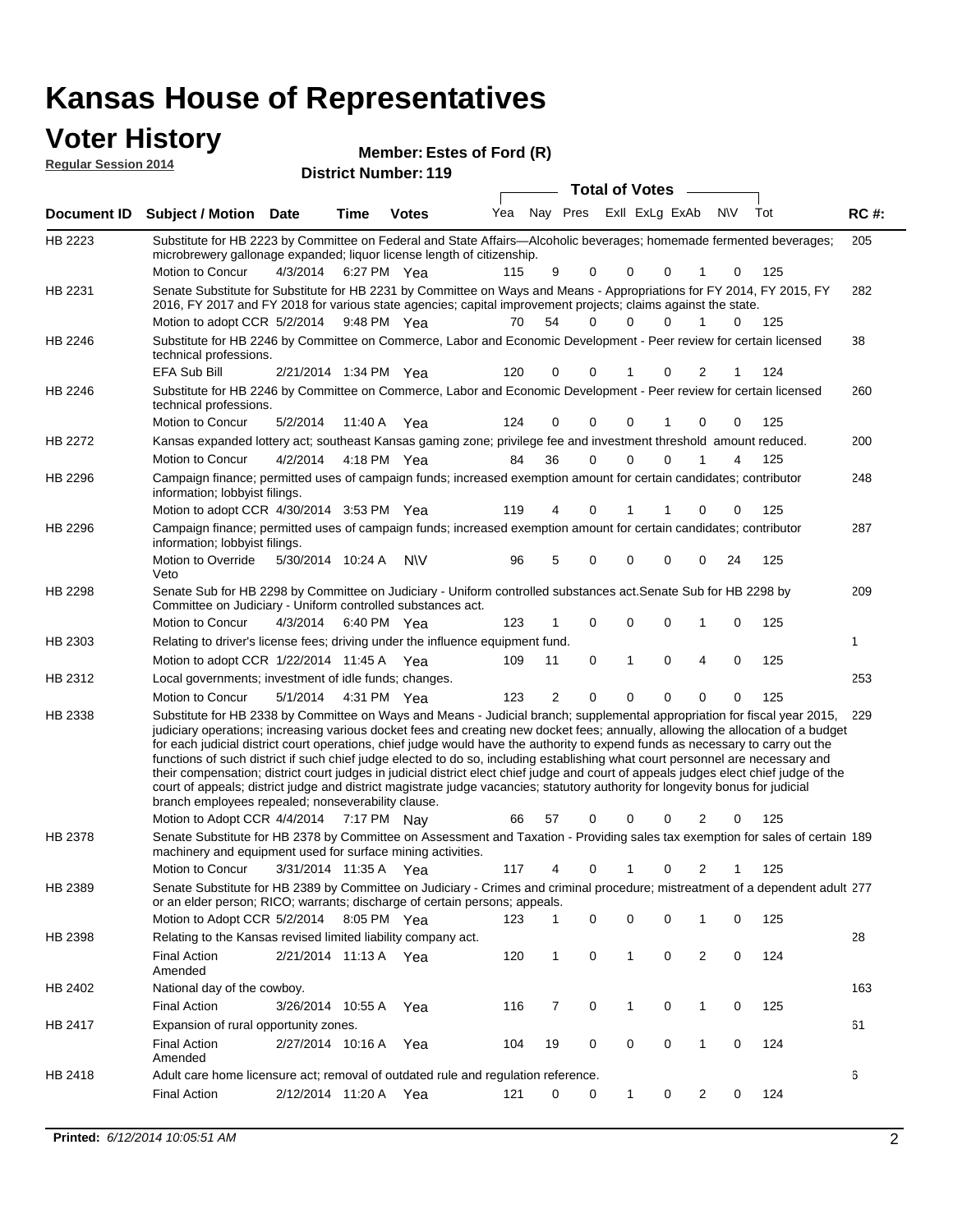# Kansas House of Representatives

## Voter History

**Regular Session 2014**

**Member: Estes of Ford (R)**

**District Number: 119**

| Document ID | Subject / Motion | Date | Time | Votes | Yea | Nay | Pres | ExII | ExLg | ExAb | N\V | Tot | RC #: |
|---|---|---|---|---|---|---|---|---|---|---|---|---|---|
| HB 2223 | Substitute for HB 2223 by Committee on Federal and State Affairs—Alcoholic beverages; homemade fermented beverages; microbrewery gallonage expanded; liquor license length of citizenship. | | | | | | | | | | | | 205 |
| | Motion to Concur | 4/3/2014 | 6:27 PM | Yea | 115 | 9 | 0 | 0 | 0 | 1 | 0 | 125 | |
| HB 2231 | Senate Substitute for Substitute for HB 2231 by Committee on Ways and Means - Appropriations for FY 2014, FY 2015, FY 2016, FY 2017 and FY 2018 for various state agencies; capital improvement projects; claims against the state. | | | | | | | | | | | | 282 |
| | Motion to adopt CCR | 5/2/2014 | 9:48 PM | Yea | 70 | 54 | 0 | 0 | 0 | 1 | 0 | 125 | |
| HB 2246 | Substitute for HB 2246 by Committee on Commerce, Labor and Economic Development - Peer review for certain licensed technical professions. | | | | | | | | | | | | 38 |
| | EFA Sub Bill | 2/21/2014 | 1:34 PM | Yea | 120 | 0 | 0 | 1 | 0 | 2 | 1 | 124 | |
| HB 2246 | Substitute for HB 2246 by Committee on Commerce, Labor and Economic Development - Peer review for certain licensed technical professions. | | | | | | | | | | | | 260 |
| | Motion to Concur | 5/2/2014 | 11:40 A | Yea | 124 | 0 | 0 | 0 | 1 | 0 | 0 | 125 | |
| HB 2272 | Kansas expanded lottery act; southeast Kansas gaming zone; privilege fee and investment threshold amount reduced. | | | | | | | | | | | | 200 |
| | Motion to Concur | 4/2/2014 | 4:18 PM | Yea | 84 | 36 | 0 | 0 | 0 | 1 | 4 | 125 | |
| HB 2296 | Campaign finance; permitted uses of campaign funds; increased exemption amount for certain candidates; contributor information; lobbyist filings. | | | | | | | | | | | | 248 |
| | Motion to adopt CCR | 4/30/2014 | 3:53 PM | Yea | 119 | 4 | 0 | 1 | 1 | 0 | 0 | 125 | |
| HB 2296 | Campaign finance; permitted uses of campaign funds; increased exemption amount for certain candidates; contributor information; lobbyist filings. | | | | | | | | | | | | 287 |
| | Motion to Override Veto | 5/30/2014 | 10:24 A | N\V | 96 | 5 | 0 | 0 | 0 | 0 | 24 | 125 | |
| HB 2298 | Senate Sub for HB 2298 by Committee on Judiciary - Uniform controlled substances act.Senate Sub for HB 2298 by Committee on Judiciary - Uniform controlled substances act. | | | | | | | | | | | | 209 |
| | Motion to Concur | 4/3/2014 | 6:40 PM | Yea | 123 | 1 | 0 | 0 | 0 | 1 | 0 | 125 | |
| HB 2303 | Relating to driver's license fees; driving under the influence equipment fund. | | | | | | | | | | | | 1 |
| | Motion to adopt CCR | 1/22/2014 | 11:45 A | Yea | 109 | 11 | 0 | 1 | 0 | 4 | 0 | 125 | |
| HB 2312 | Local governments; investment of idle funds; changes. | | | | | | | | | | | | 253 |
| | Motion to Concur | 5/1/2014 | 4:31 PM | Yea | 123 | 2 | 0 | 0 | 0 | 0 | 0 | 125 | |
| HB 2338 | Substitute for HB 2338 by Committee on Ways and Means - Judicial branch; supplemental appropriation for fiscal year 2015, judiciary operations; increasing various docket fees and creating new docket fees; annually, allowing the allocation of a budget for each judicial district court operations, chief judge would have the authority to expend funds as necessary to carry out the functions of such district if such chief judge elected to do so, including establishing what court personnel are necessary and their compensation; district court judges in judicial district elect chief judge and court of appeals judges elect chief judge of the court of appeals; district judge and district magistrate judge vacancies; statutory authority for longevity bonus for judicial branch employees repealed; nonseverability clause. | | | | | | | | | | | | 229 |
| | Motion to Adopt CCR | 4/4/2014 | 7:17 PM | Nay | 66 | 57 | 0 | 0 | 0 | 2 | 0 | 125 | |
| HB 2378 | Senate Substitute for HB 2378 by Committee on Assessment and Taxation - Providing sales tax exemption for sales of certain machinery and equipment used for surface mining activities. | | | | | | | | | | | | 189 |
| | Motion to Concur | 3/31/2014 | 11:35 A | Yea | 117 | 4 | 0 | 1 | 0 | 2 | 1 | 125 | |
| HB 2389 | Senate Substitute for HB 2389 by Committee on Judiciary - Crimes and criminal procedure; mistreatment of a dependent adult or an elder person; RICO; warrants; discharge of certain persons; appeals. | | | | | | | | | | | | 277 |
| | Motion to Adopt CCR | 5/2/2014 | 8:05 PM | Yea | 123 | 1 | 0 | 0 | 0 | 1 | 0 | 125 | |
| HB 2398 | Relating to the Kansas revised limited liability company act. | | | | | | | | | | | | 28 |
| | Final Action Amended | 2/21/2014 | 11:13 A | Yea | 120 | 1 | 0 | 1 | 0 | 2 | 0 | 124 | |
| HB 2402 | National day of the cowboy. | | | | | | | | | | | | 163 |
| | Final Action | 3/26/2014 | 10:55 A | Yea | 116 | 7 | 0 | 1 | 0 | 1 | 0 | 125 | |
| HB 2417 | Expansion of rural opportunity zones. | | | | | | | | | | | | 61 |
| | Final Action Amended | 2/27/2014 | 10:16 A | Yea | 104 | 19 | 0 | 0 | 0 | 1 | 0 | 124 | |
| HB 2418 | Adult care home licensure act; removal of outdated rule and regulation reference. | | | | | | | | | | | | 6 |
| | Final Action | 2/12/2014 | 11:20 A | Yea | 121 | 0 | 0 | 1 | 0 | 2 | 0 | 124 | |

**Printed:** *6/12/2014 10:05:51 AM*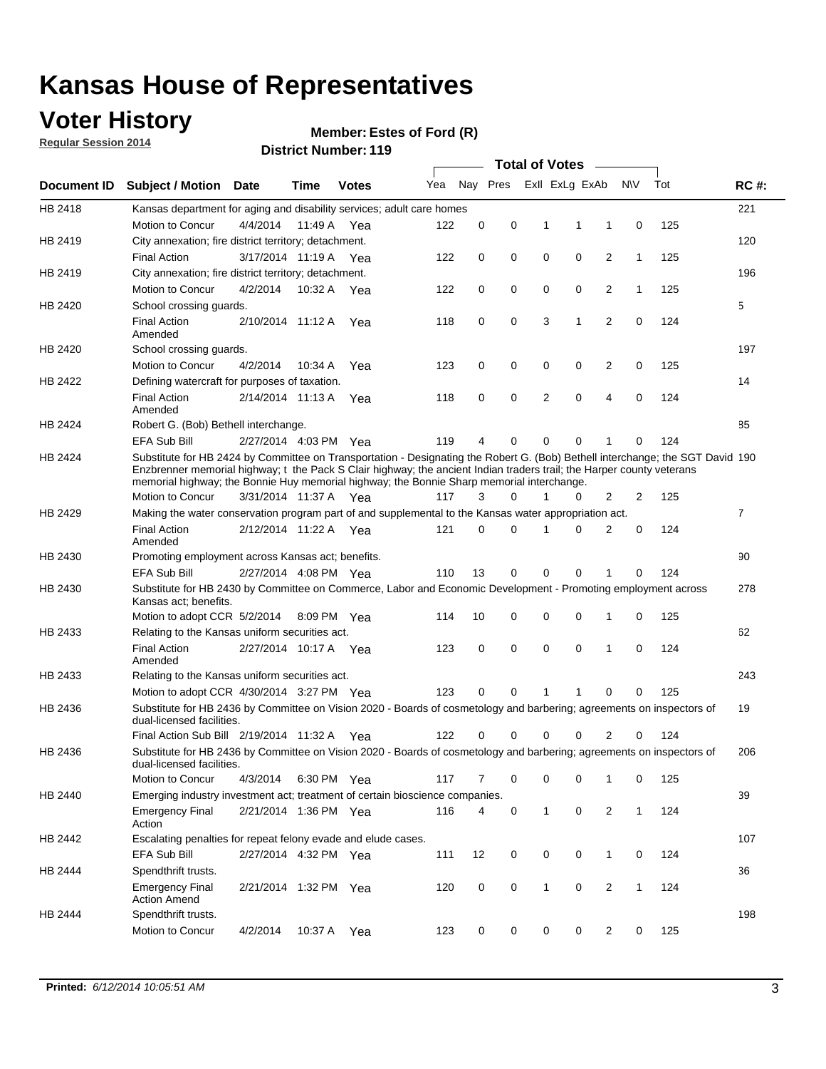# Kansas House of Representatives

## Voter History

**Regular Session 2014**

**Member: Estes of Ford (R)**

**District Number: 119**

| Document ID | Subject / Motion | Date | Time | Votes | Yea | Nay | Pres | ExlI | ExLg | ExAb | N\V | Tot | RC #: |
|---|---|---|---|---|---|---|---|---|---|---|---|---|---|
| HB 2418 | Kansas department for aging and disability services; adult care homes | | | | | | | | | | | | 221 |
| | Motion to Concur | 4/4/2014 | 11:49 A | Yea | 122 | 0 | 0 | 1 | 1 | 1 | 0 | 125 | |
| HB 2419 | City annexation; fire district territory; detachment. | | | | | | | | | | | | 120 |
| | Final Action | 3/17/2014 | 11:19 A | Yea | 122 | 0 | 0 | 0 | 0 | 2 | 1 | 125 | |
| HB 2419 | City annexation; fire district territory; detachment. | | | | | | | | | | | | 196 |
| | Motion to Concur | 4/2/2014 | 10:32 A | Yea | 122 | 0 | 0 | 0 | 0 | 2 | 1 | 125 | |
| HB 2420 | School crossing guards. | | | | | | | | | | | | 5 |
| | Final Action Amended | 2/10/2014 | 11:12 A | Yea | 118 | 0 | 0 | 3 | 1 | 2 | 0 | 124 | |
| HB 2420 | School crossing guards. | | | | | | | | | | | | 197 |
| | Motion to Concur | 4/2/2014 | 10:34 A | Yea | 123 | 0 | 0 | 0 | 0 | 2 | 0 | 125 | |
| HB 2422 | Defining watercraft for purposes of taxation. | | | | | | | | | | | | 14 |
| | Final Action Amended | 2/14/2014 | 11:13 A | Yea | 118 | 0 | 0 | 2 | 0 | 4 | 0 | 124 | |
| HB 2424 | Robert G. (Bob) Bethell interchange. | | | | | | | | | | | | 85 |
| | EFA Sub Bill | 2/27/2014 | 4:03 PM | Yea | 119 | 4 | 0 | 0 | 0 | 1 | 0 | 124 | |
| HB 2424 | Substitute for HB 2424 by Committee on Transportation - Designating the Robert G. (Bob) Bethell interchange; the SGT David Enzbrenner memorial highway; t the Pack S Clair highway; the ancient Indian traders trail; the Harper county veterans memorial highway; the Bonnie Huy memorial highway; the Bonnie Sharp memorial interchange. | | | | | | | | | | | | 190 |
| | Motion to Concur | 3/31/2014 | 11:37 A | Yea | 117 | 3 | 0 | 1 | 0 | 2 | 2 | 125 | |
| HB 2429 | Making the water conservation program part of and supplemental to the Kansas water appropriation act. | | | | | | | | | | | | 7 |
| | Final Action Amended | 2/12/2014 | 11:22 A | Yea | 121 | 0 | 0 | 1 | 0 | 2 | 0 | 124 | |
| HB 2430 | Promoting employment across Kansas act; benefits. | | | | | | | | | | | | 90 |
| | EFA Sub Bill | 2/27/2014 | 4:08 PM | Yea | 110 | 13 | 0 | 0 | 0 | 1 | 0 | 124 | |
| HB 2430 | Substitute for HB 2430 by Committee on Commerce, Labor and Economic Development - Promoting employment across Kansas act; benefits. | | | | | | | | | | | | 278 |
| | Motion to adopt CCR | 5/2/2014 | 8:09 PM | Yea | 114 | 10 | 0 | 0 | 0 | 1 | 0 | 125 | |
| HB 2433 | Relating to the Kansas uniform securities act. | | | | | | | | | | | | 62 |
| | Final Action Amended | 2/27/2014 | 10:17 A | Yea | 123 | 0 | 0 | 0 | 0 | 1 | 0 | 124 | |
| HB 2433 | Relating to the Kansas uniform securities act. | | | | | | | | | | | | 243 |
| | Motion to adopt CCR | 4/30/2014 | 3:27 PM | Yea | 123 | 0 | 0 | 1 | 1 | 0 | 0 | 125 | |
| HB 2436 | Substitute for HB 2436 by Committee on Vision 2020 - Boards of cosmetology and barbering; agreements on inspectors of dual-licensed facilities. | | | | | | | | | | | | 19 |
| | Final Action Sub Bill | 2/19/2014 | 11:32 A | Yea | 122 | 0 | 0 | 0 | 0 | 2 | 0 | 124 | |
| HB 2436 | Substitute for HB 2436 by Committee on Vision 2020 - Boards of cosmetology and barbering; agreements on inspectors of dual-licensed facilities. | | | | | | | | | | | | 206 |
| | Motion to Concur | 4/3/2014 | 6:30 PM | Yea | 117 | 7 | 0 | 0 | 0 | 1 | 0 | 125 | |
| HB 2440 | Emerging industry investment act; treatment of certain bioscience companies. | | | | | | | | | | | | 39 |
| | Emergency Final Action | 2/21/2014 | 1:36 PM | Yea | 116 | 4 | 0 | 1 | 0 | 2 | 1 | 124 | |
| HB 2442 | Escalating penalties for repeat felony evade and elude cases. | | | | | | | | | | | | 107 |
| | EFA Sub Bill | 2/27/2014 | 4:32 PM | Yea | 111 | 12 | 0 | 0 | 0 | 1 | 0 | 124 | |
| HB 2444 | Spendthrift trusts. | | | | | | | | | | | | 36 |
| | Emergency Final Action Amend | 2/21/2014 | 1:32 PM | Yea | 120 | 0 | 0 | 1 | 0 | 2 | 1 | 124 | |
| HB 2444 | Spendthrift trusts. | | | | | | | | | | | | 198 |
| | Motion to Concur | 4/2/2014 | 10:37 A | Yea | 123 | 0 | 0 | 0 | 0 | 2 | 0 | 125 | |

**Printed:** *6/12/2014 10:05:51 AM*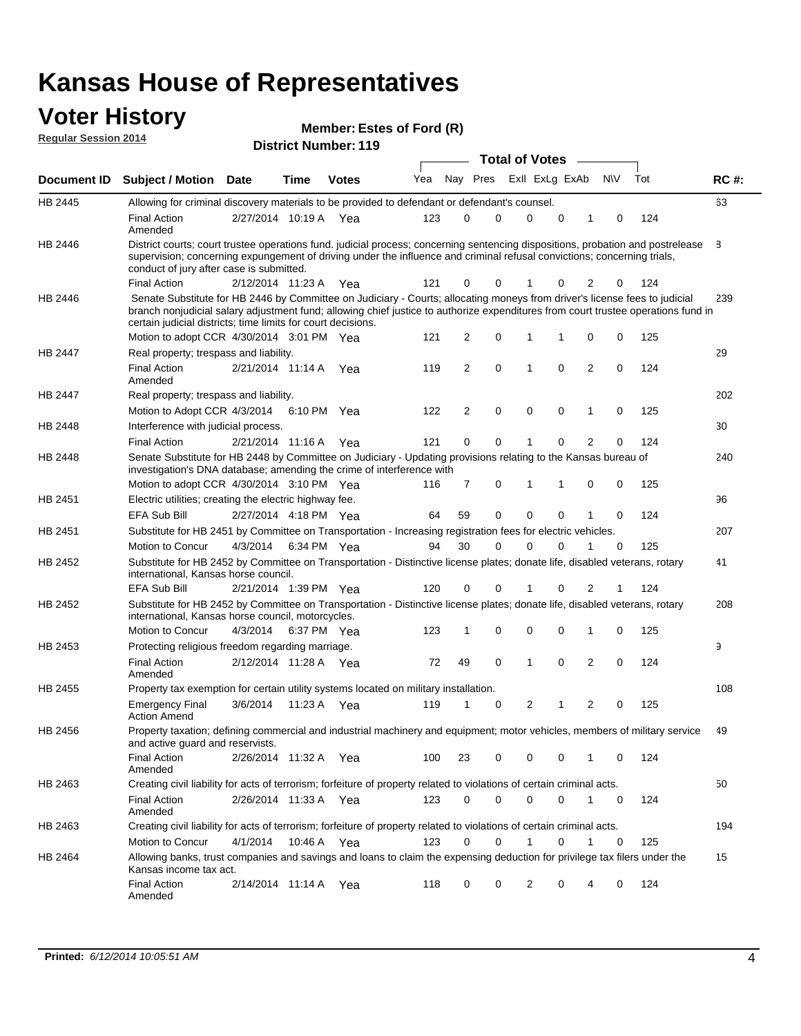# Kansas House of Representatives

## Voter History

**Regular Session 2014**

**Member: Estes of Ford (R)**

**District Number: 119**

| Document ID | Subject / Motion | Date | Time | Votes | Yea | Nay | Pres | ExII | ExLg | ExAb | N\V | Tot | RC #: |
|---|---|---|---|---|---|---|---|---|---|---|---|---|---|
| HB 2445 | Allowing for criminal discovery materials to be provided to defendant or defendant's counsel. | | | | | | | | | | | | 63 |
| | Final Action Amended | 2/27/2014 | 10:19 A | Yea | 123 | 0 | 0 | 0 | 0 | 1 | 0 | 124 | |
| HB 2446 | District courts; court trustee operations fund. judicial process; concerning sentencing dispositions, probation and postrelease supervision; concerning expungement of driving under the influence and criminal refusal convictions; concerning trials, conduct of jury after case is submitted. | | | | | | | | | | | | 8 |
| | Final Action | 2/12/2014 | 11:23 A | Yea | 121 | 0 | 0 | 1 | 0 | 2 | 0 | 124 | |
| HB 2446 | Senate Substitute for HB 2446 by Committee on Judiciary - Courts; allocating moneys from driver's license fees to judicial branch nonjudicial salary adjustment fund; allowing chief justice to authorize expenditures from court trustee operations fund in certain judicial districts; time limits for court decisions. | | | | | | | | | | | | 239 |
| | Motion to adopt CCR | 4/30/2014 | 3:01 PM | Yea | 121 | 2 | 0 | 1 | 1 | 0 | 0 | 125 | |
| HB 2447 | Real property; trespass and liability. | | | | | | | | | | | | 29 |
| | Final Action Amended | 2/21/2014 | 11:14 A | Yea | 119 | 2 | 0 | 1 | 0 | 2 | 0 | 124 | |
| HB 2447 | Real property; trespass and liability. | | | | | | | | | | | | 202 |
| | Motion to Adopt CCR | 4/3/2014 | 6:10 PM | Yea | 122 | 2 | 0 | 0 | 0 | 1 | 0 | 125 | |
| HB 2448 | Interference with judicial process. | | | | | | | | | | | | 30 |
| | Final Action | 2/21/2014 | 11:16 A | Yea | 121 | 0 | 0 | 1 | 0 | 2 | 0 | 124 | |
| HB 2448 | Senate Substitute for HB 2448 by Committee on Judiciary - Updating provisions relating to the Kansas bureau of investigation's DNA database; amending the crime of interference with | | | | | | | | | | | | 240 |
| | Motion to adopt CCR | 4/30/2014 | 3:10 PM | Yea | 116 | 7 | 0 | 1 | 1 | 0 | 0 | 125 | |
| HB 2451 | Electric utilities; creating the electric highway fee. | | | | | | | | | | | | 96 |
| | EFA Sub Bill | 2/27/2014 | 4:18 PM | Yea | 64 | 59 | 0 | 0 | 0 | 1 | 0 | 124 | |
| HB 2451 | Substitute for HB 2451 by Committee on Transportation - Increasing registration fees for electric vehicles. | | | | | | | | | | | | 207 |
| | Motion to Concur | 4/3/2014 | 6:34 PM | Yea | 94 | 30 | 0 | 0 | 0 | 1 | 0 | 125 | |
| HB 2452 | Substitute for HB 2452 by Committee on Transportation - Distinctive license plates; donate life, disabled veterans, rotary international, Kansas horse council. | | | | | | | | | | | | 41 |
| | EFA Sub Bill | 2/21/2014 | 1:39 PM | Yea | 120 | 0 | 0 | 1 | 0 | 2 | 1 | 124 | |
| HB 2452 | Substitute for HB 2452 by Committee on Transportation - Distinctive license plates; donate life, disabled veterans, rotary international, Kansas horse council, motorcycles. | | | | | | | | | | | | 208 |
| | Motion to Concur | 4/3/2014 | 6:37 PM | Yea | 123 | 1 | 0 | 0 | 0 | 1 | 0 | 125 | |
| HB 2453 | Protecting religious freedom regarding marriage. | | | | | | | | | | | | 9 |
| | Final Action Amended | 2/12/2014 | 11:28 A | Yea | 72 | 49 | 0 | 1 | 0 | 2 | 0 | 124 | |
| HB 2455 | Property tax exemption for certain utility systems located on military installation. | | | | | | | | | | | | 108 |
| | Emergency Final Action Amend | 3/6/2014 | 11:23 A | Yea | 119 | 1 | 0 | 2 | 1 | 2 | 0 | 125 | |
| HB 2456 | Property taxation; defining commercial and industrial machinery and equipment; motor vehicles, members of military service and active guard and reservists. | | | | | | | | | | | | 49 |
| | Final Action Amended | 2/26/2014 | 11:32 A | Yea | 100 | 23 | 0 | 0 | 0 | 1 | 0 | 124 | |
| HB 2463 | Creating civil liability for acts of terrorism; forfeiture of property related to violations of certain criminal acts. | | | | | | | | | | | | 50 |
| | Final Action Amended | 2/26/2014 | 11:33 A | Yea | 123 | 0 | 0 | 0 | 0 | 1 | 0 | 124 | |
| HB 2463 | Creating civil liability for acts of terrorism; forfeiture of property related to violations of certain criminal acts. | | | | | | | | | | | | 194 |
| | Motion to Concur | 4/1/2014 | 10:46 A | Yea | 123 | 0 | 0 | 1 | 0 | 1 | 0 | 125 | |
| HB 2464 | Allowing banks, trust companies and savings and loans to claim the expensing deduction for privilege tax filers under the Kansas income tax act. | | | | | | | | | | | | 15 |
| | Final Action Amended | 2/14/2014 | 11:14 A | Yea | 118 | 0 | 0 | 2 | 0 | 4 | 0 | 124 | |

**Printed:** *6/12/2014 10:05:51 AM*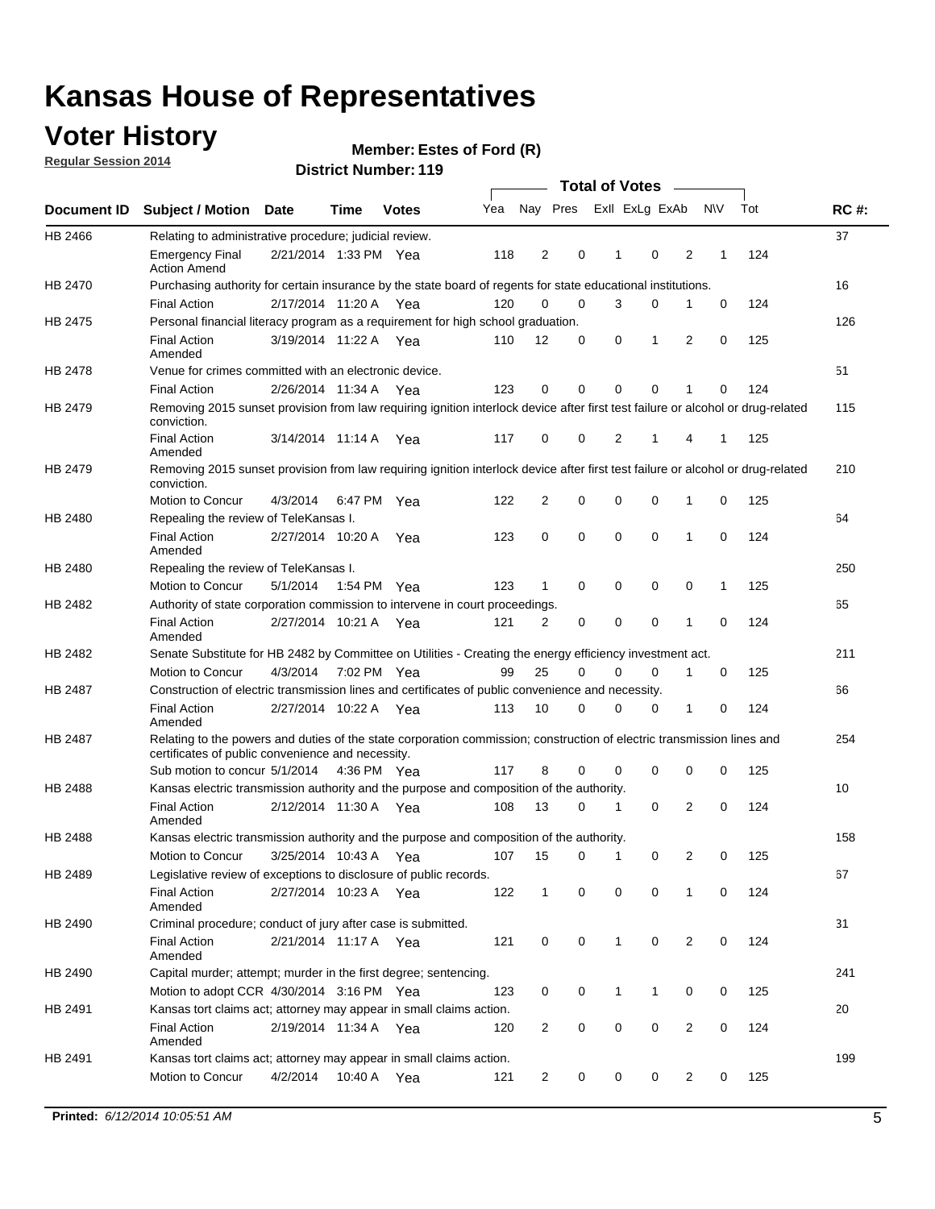# Kansas House of Representatives

## Voter History

**Regular Session 2014**

**Member: Estes of Ford (R)**

**District Number: 119**

| Document ID | Subject / Motion | Date | Time | Votes | Yea | Nay | Pres | ExII | ExLg | ExAb | N\V | Tot | RC #: |
|---|---|---|---|---|---|---|---|---|---|---|---|---|---|
| HB 2466 | Relating to administrative procedure; judicial review. | | | | | | | | | | | | 37 |
| | Emergency Final Action Amend | 2/21/2014 | 1:33 PM | Yea | 118 | 2 | 0 | 1 | 0 | 2 | 1 | 124 | |
| HB 2470 | Purchasing authority for certain insurance by the state board of regents for state educational institutions. | | | | | | | | | | | | 16 |
| | Final Action | 2/17/2014 | 11:20 A | Yea | 120 | 0 | 0 | 3 | 0 | 1 | 0 | 124 | |
| HB 2475 | Personal financial literacy program as a requirement for high school graduation. | | | | | | | | | | | | 126 |
| | Final Action Amended | 3/19/2014 | 11:22 A | Yea | 110 | 12 | 0 | 0 | 1 | 2 | 0 | 125 | |
| HB 2478 | Venue for crimes committed with an electronic device. | | | | | | | | | | | | 51 |
| | Final Action | 2/26/2014 | 11:34 A | Yea | 123 | 0 | 0 | 0 | 0 | 1 | 0 | 124 | |
| HB 2479 | Removing 2015 sunset provision from law requiring ignition interlock device after first test failure or alcohol or drug-related conviction. | | | | | | | | | | | | 115 |
| | Final Action Amended | 3/14/2014 | 11:14 A | Yea | 117 | 0 | 0 | 2 | 1 | 4 | 1 | 125 | |
| HB 2479 | Removing 2015 sunset provision from law requiring ignition interlock device after first test failure or alcohol or drug-related conviction. | | | | | | | | | | | | 210 |
| | Motion to Concur | 4/3/2014 | 6:47 PM | Yea | 122 | 2 | 0 | 0 | 0 | 1 | 0 | 125 | |
| HB 2480 | Repealing the review of TeleKansas I. | | | | | | | | | | | | 64 |
| | Final Action Amended | 2/27/2014 | 10:20 A | Yea | 123 | 0 | 0 | 0 | 0 | 1 | 0 | 124 | |
| HB 2480 | Repealing the review of TeleKansas I. | | | | | | | | | | | | 250 |
| | Motion to Concur | 5/1/2014 | 1:54 PM | Yea | 123 | 1 | 0 | 0 | 0 | 0 | 1 | 125 | |
| HB 2482 | Authority of state corporation commission to intervene in court proceedings. | | | | | | | | | | | | 65 |
| | Final Action Amended | 2/27/2014 | 10:21 A | Yea | 121 | 2 | 0 | 0 | 0 | 1 | 0 | 124 | |
| HB 2482 | Senate Substitute for HB 2482 by Committee on Utilities - Creating the energy efficiency investment act. | | | | | | | | | | | | 211 |
| | Motion to Concur | 4/3/2014 | 7:02 PM | Yea | 99 | 25 | 0 | 0 | 0 | 1 | 0 | 125 | |
| HB 2487 | Construction of electric transmission lines and certificates of public convenience and necessity. | | | | | | | | | | | | 66 |
| | Final Action Amended | 2/27/2014 | 10:22 A | Yea | 113 | 10 | 0 | 0 | 0 | 1 | 0 | 124 | |
| HB 2487 | Relating to the powers and duties of the state corporation commission; construction of electric transmission lines and certificates of public convenience and necessity. | | | | | | | | | | | | 254 |
| | Sub motion to concur | 5/1/2014 | 4:36 PM | Yea | 117 | 8 | 0 | 0 | 0 | 0 | 0 | 125 | |
| HB 2488 | Kansas electric transmission authority and the purpose and composition of the authority. | | | | | | | | | | | | 10 |
| | Final Action Amended | 2/12/2014 | 11:30 A | Yea | 108 | 13 | 0 | 1 | 0 | 2 | 0 | 124 | |
| HB 2488 | Kansas electric transmission authority and the purpose and composition of the authority. | | | | | | | | | | | | 158 |
| | Motion to Concur | 3/25/2014 | 10:43 A | Yea | 107 | 15 | 0 | 1 | 0 | 2 | 0 | 125 | |
| HB 2489 | Legislative review of exceptions to disclosure of public records. | | | | | | | | | | | | 67 |
| | Final Action Amended | 2/27/2014 | 10:23 A | Yea | 122 | 1 | 0 | 0 | 0 | 1 | 0 | 124 | |
| HB 2490 | Criminal procedure; conduct of jury after case is submitted. | | | | | | | | | | | | 31 |
| | Final Action Amended | 2/21/2014 | 11:17 A | Yea | 121 | 0 | 0 | 1 | 0 | 2 | 0 | 124 | |
| HB 2490 | Capital murder; attempt; murder in the first degree; sentencing. | | | | | | | | | | | | 241 |
| | Motion to adopt CCR | 4/30/2014 | 3:16 PM | Yea | 123 | 0 | 0 | 1 | 1 | 0 | 0 | 125 | |
| HB 2491 | Kansas tort claims act; attorney may appear in small claims action. | | | | | | | | | | | | 20 |
| | Final Action Amended | 2/19/2014 | 11:34 A | Yea | 120 | 2 | 0 | 0 | 0 | 2 | 0 | 124 | |
| HB 2491 | Kansas tort claims act; attorney may appear in small claims action. | | | | | | | | | | | | 199 |
| | Motion to Concur | 4/2/2014 | 10:40 A | Yea | 121 | 2 | 0 | 0 | 0 | 2 | 0 | 125 | |

**Printed:** *6/12/2014 10:05:51 AM*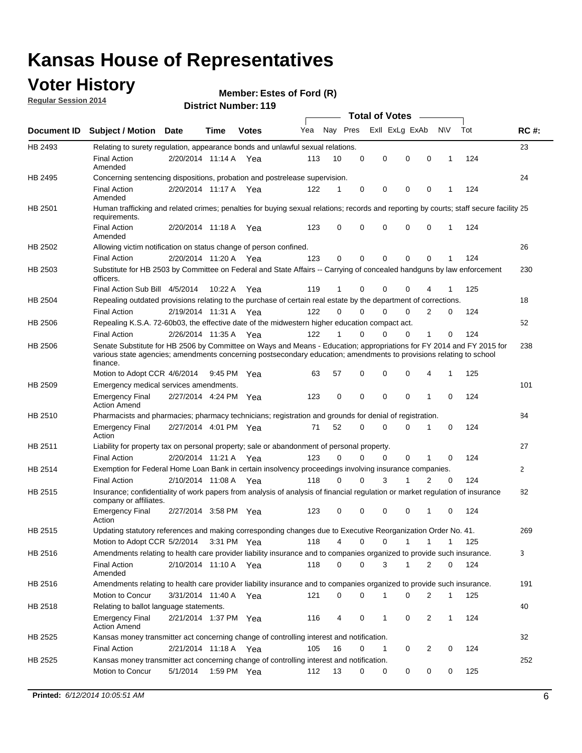# Kansas House of Representatives

## Voter History

**Regular Session 2014**

**Member: Estes of Ford (R)**

**District Number: 119**

| Document ID | Subject / Motion | Date | Time | Votes | Yea | Nay | Pres | ExII | ExLg | ExAb | N\V | Tot | RC #: |
|---|---|---|---|---|---|---|---|---|---|---|---|---|---|
| HB 2493 | Relating to surety regulation, appearance bonds and unlawful sexual relations. | | | | | | | | | | | | 23 |
| | Final Action Amended | 2/20/2014 | 11:14 A | Yea | 113 | 10 | 0 | 0 | 0 | 0 | 1 | 124 | |
| HB 2495 | Concerning sentencing dispositions, probation and postrelease supervision. | | | | | | | | | | | | 24 |
| | Final Action Amended | 2/20/2014 | 11:17 A | Yea | 122 | 1 | 0 | 0 | 0 | 0 | 1 | 124 | |
| HB 2501 | Human trafficking and related crimes; penalties for buying sexual relations; records and reporting by courts; staff secure facility requirements. | | | | | | | | | | | | 25 |
| | Final Action Amended | 2/20/2014 | 11:18 A | Yea | 123 | 0 | 0 | 0 | 0 | 0 | 1 | 124 | |
| HB 2502 | Allowing victim notification on status change of person confined. | | | | | | | | | | | | 26 |
| | Final Action | 2/20/2014 | 11:20 A | Yea | 123 | 0 | 0 | 0 | 0 | 0 | 1 | 124 | |
| HB 2503 | Substitute for HB 2503 by Committee on Federal and State Affairs -- Carrying of concealed handguns by law enforcement officers. | | | | | | | | | | | | 230 |
| | Final Action Sub Bill | 4/5/2014 | 10:22 A | Yea | 119 | 1 | 0 | 0 | 0 | 4 | 1 | 125 | |
| HB 2504 | Repealing outdated provisions relating to the purchase of certain real estate by the department of corrections. | | | | | | | | | | | | 18 |
| | Final Action | 2/19/2014 | 11:31 A | Yea | 122 | 0 | 0 | 0 | 0 | 2 | 0 | 124 | |
| HB 2506 | Repealing K.S.A. 72-60b03, the effective date of the midwestern higher education compact act. | | | | | | | | | | | | 52 |
| | Final Action | 2/26/2014 | 11:35 A | Yea | 122 | 1 | 0 | 0 | 0 | 1 | 0 | 124 | |
| HB 2506 | Senate Substitute for HB 2506 by Committee on Ways and Means - Education; appropriations for FY 2014 and FY 2015 for various state agencies; amendments concerning postsecondary education; amendments to provisions relating to school finance. | | | | | | | | | | | | 238 |
| | Motion to Adopt CCR | 4/6/2014 | 9:45 PM | Yea | 63 | 57 | 0 | 0 | 0 | 4 | 1 | 125 | |
| HB 2509 | Emergency medical services amendments. | | | | | | | | | | | | 101 |
| | Emergency Final Action Amend | 2/27/2014 | 4:24 PM | Yea | 123 | 0 | 0 | 0 | 0 | 1 | 0 | 124 | |
| HB 2510 | Pharmacists and pharmacies; pharmacy technicians; registration and grounds for denial of registration. | | | | | | | | | | | | 84 |
| | Emergency Final Action | 2/27/2014 | 4:01 PM | Yea | 71 | 52 | 0 | 0 | 0 | 1 | 0 | 124 | |
| HB 2511 | Liability for property tax on personal property; sale or abandonment of personal property. | | | | | | | | | | | | 27 |
| | Final Action | 2/20/2014 | 11:21 A | Yea | 123 | 0 | 0 | 0 | 0 | 1 | 0 | 124 | |
| HB 2514 | Exemption for Federal Home Loan Bank in certain insolvency proceedings involving insurance companies. | | | | | | | | | | | | 2 |
| | Final Action | 2/10/2014 | 11:08 A | Yea | 118 | 0 | 0 | 3 | 1 | 2 | 0 | 124 | |
| HB 2515 | Insurance; confidentiality of work papers from analysis of analysis of financial regulation or market regulation of insurance company or affiliates. | | | | | | | | | | | | 82 |
| | Emergency Final Action | 2/27/2014 | 3:58 PM | Yea | 123 | 0 | 0 | 0 | 0 | 1 | 0 | 124 | |
| HB 2515 | Updating statutory references and making corresponding changes due to Executive Reorganization Order No. 41. | | | | | | | | | | | | 269 |
| | Motion to Adopt CCR | 5/2/2014 | 3:31 PM | Yea | 118 | 4 | 0 | 0 | 1 | 1 | 1 | 125 | |
| HB 2516 | Amendments relating to health care provider liability insurance and to companies organized to provide such insurance. | | | | | | | | | | | | 3 |
| | Final Action Amended | 2/10/2014 | 11:10 A | Yea | 118 | 0 | 0 | 3 | 1 | 2 | 0 | 124 | |
| HB 2516 | Amendments relating to health care provider liability insurance and to companies organized to provide such insurance. | | | | | | | | | | | | 191 |
| | Motion to Concur | 3/31/2014 | 11:40 A | Yea | 121 | 0 | 0 | 1 | 0 | 2 | 1 | 125 | |
| HB 2518 | Relating to ballot language statements. | | | | | | | | | | | | 40 |
| | Emergency Final Action Amend | 2/21/2014 | 1:37 PM | Yea | 116 | 4 | 0 | 1 | 0 | 2 | 1 | 124 | |
| HB 2525 | Kansas money transmitter act concerning change of controlling interest and notification. | | | | | | | | | | | | 32 |
| | Final Action | 2/21/2014 | 11:18 A | Yea | 105 | 16 | 0 | 1 | 0 | 2 | 0 | 124 | |
| HB 2525 | Kansas money transmitter act concerning change of controlling interest and notification. | | | | | | | | | | | | 252 |
| | Motion to Concur | 5/1/2014 | 1:59 PM | Yea | 112 | 13 | 0 | 0 | 0 | 0 | 0 | 125 | |

**Printed:** *6/12/2014 10:05:51 AM*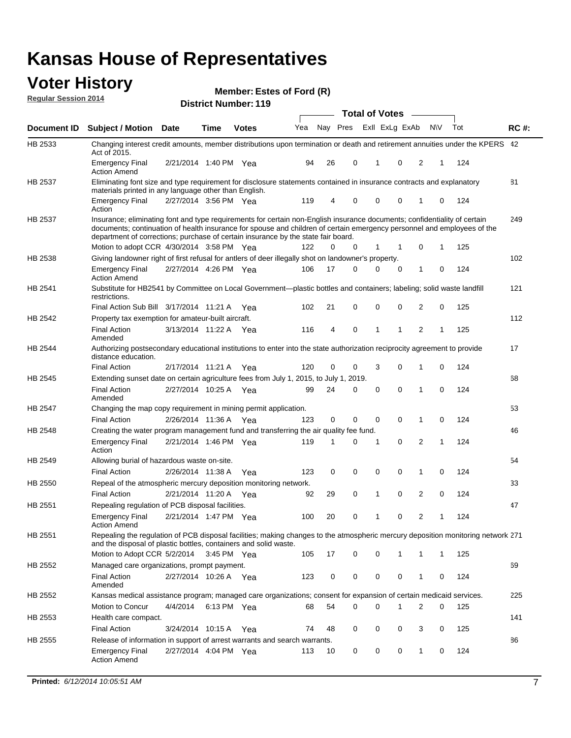# Kansas House of Representatives

## Voter History

**Regular Session 2014**

**Member: Estes of Ford (R)**

**District Number: 119**

| Document ID | Subject / Motion | Date | Time | Votes | Yea | Nay | Pres | ExII | ExLg | ExAb | N\V | Tot | RC #: |
|---|---|---|---|---|---|---|---|---|---|---|---|---|---|
| HB 2533 | Changing interest credit amounts, member distributions upon termination or death and retirement annuities under the KPERS Act of 2015. | | | | | | | | | | | | 42 |
| | Emergency Final Action Amend | 2/21/2014 | 1:40 PM | Yea | 94 | 26 | 0 | 1 | 0 | 2 | 1 | 124 | |
| HB 2537 | Eliminating font size and type requirement for disclosure statements contained in insurance contracts and explanatory materials printed in any language other than English. | | | | | | | | | | | | 81 |
| | Emergency Final Action | 2/27/2014 | 3:56 PM | Yea | 119 | 4 | 0 | 0 | 0 | 1 | 0 | 124 | |
| HB 2537 | Insurance; eliminating font and type requirements for certain non-English insurance documents; confidentiality of certain documents; continuation of health insurance for spouse and children of certain emergency personnel and employees of the department of corrections; purchase of certain insurance by the state fair board. | | | | | | | | | | | | 249 |
| | Motion to adopt CCR | 4/30/2014 | 3:58 PM | Yea | 122 | 0 | 0 | 1 | 1 | 0 | 1 | 125 | |
| HB 2538 | Giving landowner right of first refusal for antlers of deer illegally shot on landowner's property. | | | | | | | | | | | | 102 |
| | Emergency Final Action Amend | 2/27/2014 | 4:26 PM | Yea | 106 | 17 | 0 | 0 | 0 | 1 | 0 | 124 | |
| HB 2541 | Substitute for HB2541 by Committee on Local Government—plastic bottles and containers; labeling; solid waste landfill restrictions. | | | | | | | | | | | | 121 |
| | Final Action Sub Bill | 3/17/2014 | 11:21 A | Yea | 102 | 21 | 0 | 0 | 0 | 2 | 0 | 125 | |
| HB 2542 | Property tax exemption for amateur-built aircraft. | | | | | | | | | | | | 112 |
| | Final Action Amended | 3/13/2014 | 11:22 A | Yea | 116 | 4 | 0 | 1 | 1 | 2 | 1 | 125 | |
| HB 2544 | Authorizing postsecondary educational institutions to enter into the state authorization reciprocity agreement to provide distance education. | | | | | | | | | | | | 17 |
| | Final Action | 2/17/2014 | 11:21 A | Yea | 120 | 0 | 0 | 3 | 0 | 1 | 0 | 124 | |
| HB 2545 | Extending sunset date on certain agriculture fees from July 1, 2015, to July 1, 2019. | | | | | | | | | | | | 68 |
| | Final Action Amended | 2/27/2014 | 10:25 A | Yea | 99 | 24 | 0 | 0 | 0 | 1 | 0 | 124 | |
| HB 2547 | Changing the map copy requirement in mining permit application. | | | | | | | | | | | | 53 |
| | Final Action | 2/26/2014 | 11:36 A | Yea | 123 | 0 | 0 | 0 | 0 | 1 | 0 | 124 | |
| HB 2548 | Creating the water program management fund and transferring the air quality fee fund. | | | | | | | | | | | | 46 |
| | Emergency Final Action | 2/21/2014 | 1:46 PM | Yea | 119 | 1 | 0 | 1 | 0 | 2 | 1 | 124 | |
| HB 2549 | Allowing burial of hazardous waste on-site. | | | | | | | | | | | | 54 |
| | Final Action | 2/26/2014 | 11:38 A | Yea | 123 | 0 | 0 | 0 | 0 | 1 | 0 | 124 | |
| HB 2550 | Repeal of the atmospheric mercury deposition monitoring network. | | | | | | | | | | | | 33 |
| | Final Action | 2/21/2014 | 11:20 A | Yea | 92 | 29 | 0 | 1 | 0 | 2 | 0 | 124 | |
| HB 2551 | Repealing regulation of PCB disposal facilities. | | | | | | | | | | | | 47 |
| | Emergency Final Action Amend | 2/21/2014 | 1:47 PM | Yea | 100 | 20 | 0 | 1 | 0 | 2 | 1 | 124 | |
| HB 2551 | Repealing the regulation of PCB disposal facilities; making changes to the atmospheric mercury deposition monitoring network and the disposal of plastic bottles, containers and solid waste. | | | | | | | | | | | | 271 |
| | Motion to Adopt CCR | 5/2/2014 | 3:45 PM | Yea | 105 | 17 | 0 | 0 | 1 | 1 | 1 | 125 | |
| HB 2552 | Managed care organizations, prompt payment. | | | | | | | | | | | | 69 |
| | Final Action Amended | 2/27/2014 | 10:26 A | Yea | 123 | 0 | 0 | 0 | 0 | 1 | 0 | 124 | |
| HB 2552 | Kansas medical assistance program; managed care organizations; consent for expansion of certain medicaid services. | | | | | | | | | | | | 225 |
| | Motion to Concur | 4/4/2014 | 6:13 PM | Yea | 68 | 54 | 0 | 0 | 1 | 2 | 0 | 125 | |
| HB 2553 | Health care compact. | | | | | | | | | | | | 141 |
| | Final Action | 3/24/2014 | 10:15 A | Yea | 74 | 48 | 0 | 0 | 0 | 3 | 0 | 125 | |
| HB 2555 | Release of information in support of arrest warrants and search warrants. | | | | | | | | | | | | 86 |
| | Emergency Final Action Amend | 2/27/2014 | 4:04 PM | Yea | 113 | 10 | 0 | 0 | 0 | 1 | 0 | 124 | |

**Printed:** *6/12/2014 10:05:51 AM*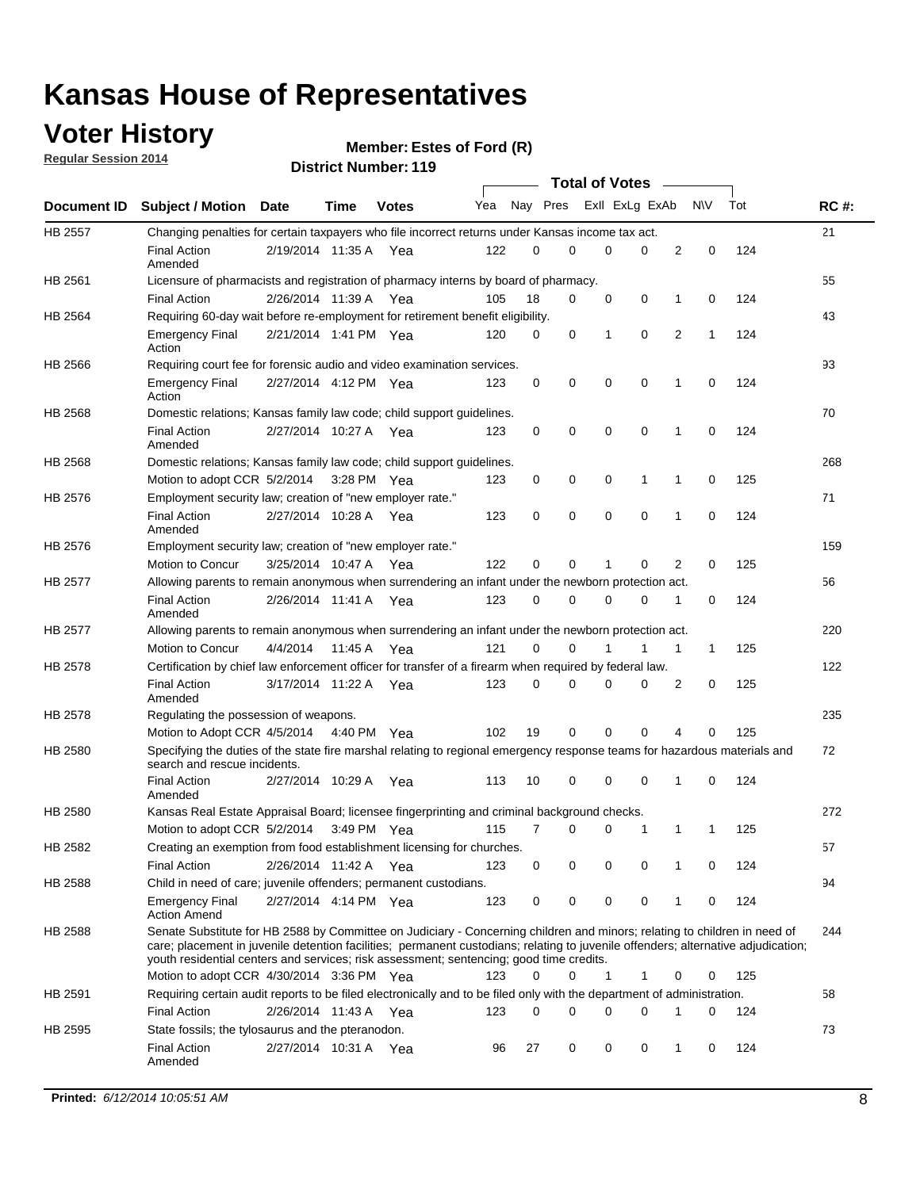# Kansas House of Representatives

## Voter History

**Regular Session 2014**

**Member: Estes of Ford (R)**

**District Number: 119**

| Document ID | Subject / Motion | Date | Time | Votes | Yea | Nay | Pres | ExII | ExLg | ExAb | N\V | Tot | RC #: |
|---|---|---|---|---|---|---|---|---|---|---|---|---|---|
| HB 2557 | Changing penalties for certain taxpayers who file incorrect returns under Kansas income tax act. | | | | | | | | | | | | 21 |
| | Final Action Amended | 2/19/2014 | 11:35 A | Yea | 122 | 0 | 0 | 0 | 0 | 2 | 0 | 124 | |
| HB 2561 | Licensure of pharmacists and registration of pharmacy interns by board of pharmacy. | | | | | | | | | | | | 55 |
| | Final Action | 2/26/2014 | 11:39 A | Yea | 105 | 18 | 0 | 0 | 0 | 1 | 0 | 124 | |
| HB 2564 | Requiring 60-day wait before re-employment for retirement benefit eligibility. | | | | | | | | | | | | 43 |
| | Emergency Final Action | 2/21/2014 | 1:41 PM | Yea | 120 | 0 | 0 | 1 | 0 | 2 | 1 | 124 | |
| HB 2566 | Requiring court fee for forensic audio and video examination services. | | | | | | | | | | | | 93 |
| | Emergency Final Action | 2/27/2014 | 4:12 PM | Yea | 123 | 0 | 0 | 0 | 0 | 1 | 0 | 124 | |
| HB 2568 | Domestic relations; Kansas family law code; child support guidelines. | | | | | | | | | | | | 70 |
| | Final Action Amended | 2/27/2014 | 10:27 A | Yea | 123 | 0 | 0 | 0 | 0 | 1 | 0 | 124 | |
| HB 2568 | Domestic relations; Kansas family law code; child support guidelines. | | | | | | | | | | | | 268 |
| | Motion to adopt CCR | 5/2/2014 | 3:28 PM | Yea | 123 | 0 | 0 | 0 | 1 | 1 | 0 | 125 | |
| HB 2576 | Employment security law; creation of "new employer rate." | | | | | | | | | | | | 71 |
| | Final Action Amended | 2/27/2014 | 10:28 A | Yea | 123 | 0 | 0 | 0 | 0 | 1 | 0 | 124 | |
| HB 2576 | Employment security law; creation of "new employer rate." | | | | | | | | | | | | 159 |
| | Motion to Concur | 3/25/2014 | 10:47 A | Yea | 122 | 0 | 0 | 1 | 0 | 2 | 0 | 125 | |
| HB 2577 | Allowing parents to remain anonymous when surrendering an infant under the newborn protection act. | | | | | | | | | | | | 56 |
| | Final Action Amended | 2/26/2014 | 11:41 A | Yea | 123 | 0 | 0 | 0 | 0 | 1 | 0 | 124 | |
| HB 2577 | Allowing parents to remain anonymous when surrendering an infant under the newborn protection act. | | | | | | | | | | | | 220 |
| | Motion to Concur | 4/4/2014 | 11:45 A | Yea | 121 | 0 | 0 | 1 | 1 | 1 | 1 | 125 | |
| HB 2578 | Certification by chief law enforcement officer for transfer of a firearm when required by federal law. | | | | | | | | | | | | 122 |
| | Final Action Amended | 3/17/2014 | 11:22 A | Yea | 123 | 0 | 0 | 0 | 0 | 2 | 0 | 125 | |
| HB 2578 | Regulating the possession of weapons. | | | | | | | | | | | | 235 |
| | Motion to Adopt CCR | 4/5/2014 | 4:40 PM | Yea | 102 | 19 | 0 | 0 | 0 | 4 | 0 | 125 | |
| HB 2580 | Specifying the duties of the state fire marshal relating to regional emergency response teams for hazardous materials and search and rescue incidents. | | | | | | | | | | | | 72 |
| | Final Action Amended | 2/27/2014 | 10:29 A | Yea | 113 | 10 | 0 | 0 | 0 | 1 | 0 | 124 | |
| HB 2580 | Kansas Real Estate Appraisal Board; licensee fingerprinting and criminal background checks. | | | | | | | | | | | | 272 |
| | Motion to adopt CCR | 5/2/2014 | 3:49 PM | Yea | 115 | 7 | 0 | 0 | 1 | 1 | 1 | 125 | |
| HB 2582 | Creating an exemption from food establishment licensing for churches. | | | | | | | | | | | | 57 |
| | Final Action | 2/26/2014 | 11:42 A | Yea | 123 | 0 | 0 | 0 | 0 | 1 | 0 | 124 | |
| HB 2588 | Child in need of care; juvenile offenders; permanent custodians. | | | | | | | | | | | | 94 |
| | Emergency Final Action Amend | 2/27/2014 | 4:14 PM | Yea | 123 | 0 | 0 | 0 | 0 | 1 | 0 | 124 | |
| HB 2588 | Senate Substitute for HB 2588 by Committee on Judiciary - Concerning children and minors; relating to children in need of care; placement in juvenile detention facilities; permanent custodians; relating to juvenile offenders; alternative adjudication; youth residential centers and services; risk assessment; sentencing; good time credits. | | | | | | | | | | | | 244 |
| | Motion to adopt CCR | 4/30/2014 | 3:36 PM | Yea | 123 | 0 | 0 | 1 | 1 | 0 | 0 | 125 | |
| HB 2591 | Requiring certain audit reports to be filed electronically and to be filed only with the department of administration. | | | | | | | | | | | | 58 |
| | Final Action | 2/26/2014 | 11:43 A | Yea | 123 | 0 | 0 | 0 | 0 | 1 | 0 | 124 | |
| HB 2595 | State fossils; the tylosaurus and the pteranodon. | | | | | | | | | | | | 73 |
| | Final Action Amended | 2/27/2014 | 10:31 A | Yea | 96 | 27 | 0 | 0 | 0 | 1 | 0 | 124 | |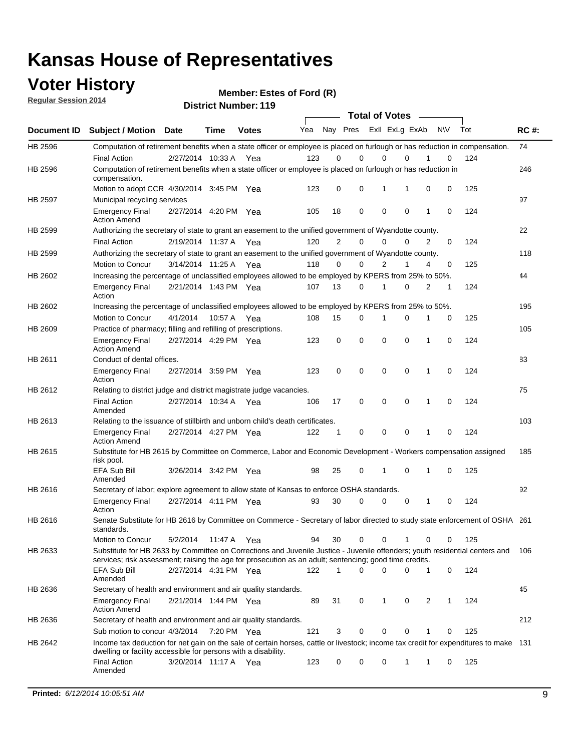# Kansas House of Representatives

## Voter History

**Regular Session 2014**

**Member: Estes of Ford (R)**

**District Number: 119**

| Document ID | Subject / Motion | Date | Time | Votes | Yea | Nay | Pres | ExII | ExLg | ExAb | N\V | Tot | RC #: |
|---|---|---|---|---|---|---|---|---|---|---|---|---|---|
| HB 2596 | Computation of retirement benefits when a state officer or employee is placed on furlough or has reduction in compensation. | | | | | | | | | | | | 74 |
| | Final Action | 2/27/2014 | 10:33 A | Yea | 123 | 0 | 0 | 0 | 0 | 1 | 0 | 124 | |
| HB 2596 | Computation of retirement benefits when a state officer or employee is placed on furlough or has reduction in compensation. | | | | | | | | | | | | 246 |
| | Motion to adopt CCR | 4/30/2014 | 3:45 PM | Yea | 123 | 0 | 0 | 1 | 1 | 0 | 0 | 125 | |
| HB 2597 | Municipal recycling services | | | | | | | | | | | | 97 |
| | Emergency Final Action Amend | 2/27/2014 | 4:20 PM | Yea | 105 | 18 | 0 | 0 | 0 | 1 | 0 | 124 | |
| HB 2599 | Authorizing the secretary of state to grant an easement to the unified government of Wyandotte county. | | | | | | | | | | | | 22 |
| | Final Action | 2/19/2014 | 11:37 A | Yea | 120 | 2 | 0 | 0 | 0 | 2 | 0 | 124 | |
| HB 2599 | Authorizing the secretary of state to grant an easement to the unified government of Wyandotte county. | | | | | | | | | | | | 118 |
| | Motion to Concur | 3/14/2014 | 11:25 A | Yea | 118 | 0 | 0 | 2 | 1 | 4 | 0 | 125 | |
| HB 2602 | Increasing the percentage of unclassified employees allowed to be employed by KPERS from 25% to 50%. | | | | | | | | | | | | 44 |
| | Emergency Final Action | 2/21/2014 | 1:43 PM | Yea | 107 | 13 | 0 | 1 | 0 | 2 | 1 | 124 | |
| HB 2602 | Increasing the percentage of unclassified employees allowed to be employed by KPERS from 25% to 50%. | | | | | | | | | | | | 195 |
| | Motion to Concur | 4/1/2014 | 10:57 A | Yea | 108 | 15 | 0 | 1 | 0 | 1 | 0 | 125 | |
| HB 2609 | Practice of pharmacy; filling and refilling of prescriptions. | | | | | | | | | | | | 105 |
| | Emergency Final Action Amend | 2/27/2014 | 4:29 PM | Yea | 123 | 0 | 0 | 0 | 0 | 1 | 0 | 124 | |
| HB 2611 | Conduct of dental offices. | | | | | | | | | | | | 83 |
| | Emergency Final Action | 2/27/2014 | 3:59 PM | Yea | 123 | 0 | 0 | 0 | 0 | 1 | 0 | 124 | |
| HB 2612 | Relating to district judge and district magistrate judge vacancies. | | | | | | | | | | | | 75 |
| | Final Action Amended | 2/27/2014 | 10:34 A | Yea | 106 | 17 | 0 | 0 | 0 | 1 | 0 | 124 | |
| HB 2613 | Relating to the issuance of stillbirth and unborn child's death certificates. | | | | | | | | | | | | 103 |
| | Emergency Final Action Amend | 2/27/2014 | 4:27 PM | Yea | 122 | 1 | 0 | 0 | 0 | 1 | 0 | 124 | |
| HB 2615 | Substitute for HB 2615 by Committee on Commerce, Labor and Economic Development - Workers compensation assigned risk pool. | | | | | | | | | | | | 185 |
| | EFA Sub Bill Amended | 3/26/2014 | 3:42 PM | Yea | 98 | 25 | 0 | 1 | 0 | 1 | 0 | 125 | |
| HB 2616 | Secretary of labor; explore agreement to allow state of Kansas to enforce OSHA standards. | | | | | | | | | | | | 92 |
| | Emergency Final Action | 2/27/2014 | 4:11 PM | Yea | 93 | 30 | 0 | 0 | 0 | 1 | 0 | 124 | |
| HB 2616 | Senate Substitute for HB 2616 by Committee on Commerce - Secretary of labor directed to study state enforcement of OSHA standards. | | | | | | | | | | | | 261 |
| | Motion to Concur | 5/2/2014 | 11:47 A | Yea | 94 | 30 | 0 | 0 | 1 | 0 | 0 | 125 | |
| HB 2633 | Substitute for HB 2633 by Committee on Corrections and Juvenile Justice - Juvenile offenders; youth residential centers and services; risk assessment; raising the age for prosecution as an adult; sentencing; good time credits. | | | | | | | | | | | | 106 |
| | EFA Sub Bill Amended | 2/27/2014 | 4:31 PM | Yea | 122 | 1 | 0 | 0 | 0 | 1 | 0 | 124 | |
| HB 2636 | Secretary of health and environment and air quality standards. | | | | | | | | | | | | 45 |
| | Emergency Final Action Amend | 2/21/2014 | 1:44 PM | Yea | 89 | 31 | 0 | 1 | 0 | 2 | 1 | 124 | |
| HB 2636 | Secretary of health and environment and air quality standards. | | | | | | | | | | | | 212 |
| | Sub motion to concur | 4/3/2014 | 7:20 PM | Yea | 121 | 3 | 0 | 0 | 0 | 1 | 0 | 125 | |
| HB 2642 | Income tax deduction for net gain on the sale of certain horses, cattle or livestock; income tax credit for expenditures to make dwelling or facility accessible for persons with a disability. | | | | | | | | | | | | 131 |
| | Final Action Amended | 3/20/2014 | 11:17 A | Yea | 123 | 0 | 0 | 0 | 1 | 1 | 0 | 125 | |

**Printed:** *6/12/2014 10:05:51 AM*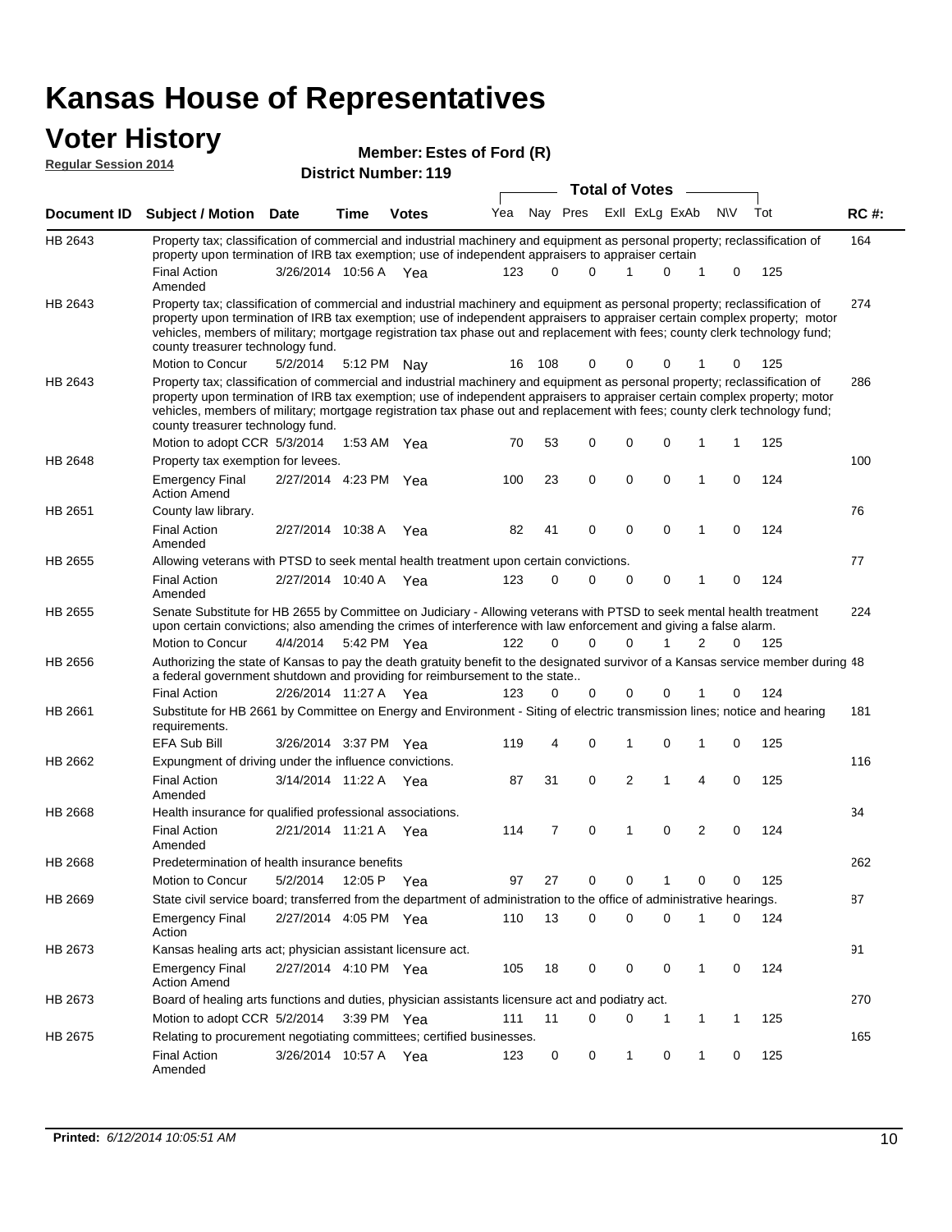# Kansas House of Representatives

## Voter History

**Regular Session 2014**

**Member: Estes of Ford (R)**

**District Number: 119**

| Document ID | Subject / Motion | Date | Time | Votes | Yea | Nay | Pres | ExII | ExLg | ExAb | N\V | Tot | RC #: |
|---|---|---|---|---|---|---|---|---|---|---|---|---|---|
| HB 2643 | Property tax; classification of commercial and industrial machinery and equipment as personal property; reclassification of property upon termination of IRB tax exemption; use of independent appraisers to appraiser certain | | | | | | | | | | | | 164 |
| | Final Action Amended | 3/26/2014 | 10:56 A | Yea | 123 | 0 | 0 | 1 | 0 | 1 | 0 | 125 | |
| HB 2643 | Property tax; classification of commercial and industrial machinery and equipment as personal property; reclassification of property upon termination of IRB tax exemption; use of independent appraisers to appraiser certain complex property; motor vehicles, members of military; mortgage registration tax phase out and replacement with fees; county clerk technology fund; county treasurer technology fund. | | | | | | | | | | | | 274 |
| | Motion to Concur | 5/2/2014 | 5:12 PM | Nay | 16 | 108 | 0 | 0 | 0 | 1 | 0 | 125 | |
| HB 2643 | Property tax; classification of commercial and industrial machinery and equipment as personal property; reclassification of property upon termination of IRB tax exemption; use of independent appraisers to appraiser certain complex property; motor vehicles, members of military; mortgage registration tax phase out and replacement with fees; county clerk technology fund; county treasurer technology fund. | | | | | | | | | | | | 286 |
| | Motion to adopt CCR | 5/3/2014 | 1:53 AM | Yea | 70 | 53 | 0 | 0 | 0 | 1 | 1 | 125 | |
| HB 2648 | Property tax exemption for levees. | | | | | | | | | | | | 100 |
| | Emergency Final Action Amend | 2/27/2014 | 4:23 PM | Yea | 100 | 23 | 0 | 0 | 0 | 1 | 0 | 124 | |
| HB 2651 | County law library. | | | | | | | | | | | | 76 |
| | Final Action Amended | 2/27/2014 | 10:38 A | Yea | 82 | 41 | 0 | 0 | 0 | 1 | 0 | 124 | |
| HB 2655 | Allowing veterans with PTSD to seek mental health treatment upon certain convictions. | | | | | | | | | | | | 77 |
| | Final Action Amended | 2/27/2014 | 10:40 A | Yea | 123 | 0 | 0 | 0 | 0 | 1 | 0 | 124 | |
| HB 2655 | Senate Substitute for HB 2655 by Committee on Judiciary - Allowing veterans with PTSD to seek mental health treatment upon certain convictions; also amending the crimes of interference with law enforcement and giving a false alarm. | | | | | | | | | | | | 224 |
| | Motion to Concur | 4/4/2014 | 5:42 PM | Yea | 122 | 0 | 0 | 0 | 1 | 2 | 0 | 125 | |
| HB 2656 | Authorizing the state of Kansas to pay the death gratuity benefit to the designated survivor of a Kansas service member during a federal government shutdown and providing for reimbursement to the state.. | | | | | | | | | | | | 48 |
| | Final Action | 2/26/2014 | 11:27 A | Yea | 123 | 0 | 0 | 0 | 0 | 1 | 0 | 124 | |
| HB 2661 | Substitute for HB 2661 by Committee on Energy and Environment - Siting of electric transmission lines; notice and hearing requirements. | | | | | | | | | | | | 181 |
| | EFA Sub Bill | 3/26/2014 | 3:37 PM | Yea | 119 | 4 | 0 | 1 | 0 | 1 | 0 | 125 | |
| HB 2662 | Expungment of driving under the influence convictions. | | | | | | | | | | | | 116 |
| | Final Action Amended | 3/14/2014 | 11:22 A | Yea | 87 | 31 | 0 | 2 | 1 | 4 | 0 | 125 | |
| HB 2668 | Health insurance for qualified professional associations. | | | | | | | | | | | | 34 |
| | Final Action Amended | 2/21/2014 | 11:21 A | Yea | 114 | 7 | 0 | 1 | 0 | 2 | 0 | 124 | |
| HB 2668 | Predetermination of health insurance benefits | | | | | | | | | | | | 262 |
| | Motion to Concur | 5/2/2014 | 12:05 P | Yea | 97 | 27 | 0 | 0 | 1 | 0 | 0 | 125 | |
| HB 2669 | State civil service board; transferred from the department of administration to the office of administrative hearings. | | | | | | | | | | | | 87 |
| | Emergency Final Action | 2/27/2014 | 4:05 PM | Yea | 110 | 13 | 0 | 0 | 0 | 1 | 0 | 124 | |
| HB 2673 | Kansas healing arts act; physician assistant licensure act. | | | | | | | | | | | | 91 |
| | Emergency Final Action Amend | 2/27/2014 | 4:10 PM | Yea | 105 | 18 | 0 | 0 | 0 | 1 | 0 | 124 | |
| HB 2673 | Board of healing arts functions and duties, physician assistants licensure act and podiatry act. | | | | | | | | | | | | 270 |
| | Motion to adopt CCR | 5/2/2014 | 3:39 PM | Yea | 111 | 11 | 0 | 0 | 1 | 1 | 1 | 125 | |
| HB 2675 | Relating to procurement negotiating committees; certified businesses. | | | | | | | | | | | | 165 |
| | Final Action Amended | 3/26/2014 | 10:57 A | Yea | 123 | 0 | 0 | 1 | 0 | 1 | 0 | 125 | |

**Printed:** *6/12/2014 10:05:51 AM*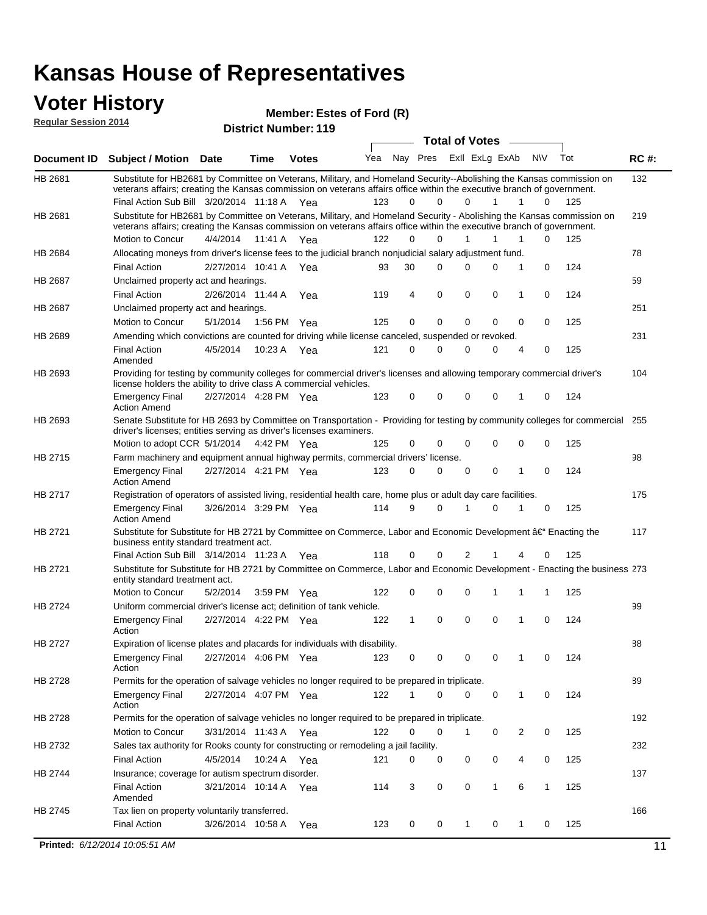# Kansas House of Representatives

## Voter History

**Regular Session 2014**

**Member: Estes of Ford (R)**

**District Number: 119**

| Document ID | Subject / Motion | Date | Time | Votes | Yea | Nay | Pres | ExII | ExLg | ExAb | N\V | Tot | RC #: |
|---|---|---|---|---|---|---|---|---|---|---|---|---|---|
| HB 2681 | Substitute for HB2681 by Committee on Veterans, Military, and Homeland Security--Abolishing the Kansas commission on veterans affairs; creating the Kansas commission on veterans affairs office within the executive branch of government. | | | | | | | | | | | | 132 |
| | Final Action Sub Bill | 3/20/2014 | 11:18 A | Yea | 123 | 0 | 0 | 0 | 1 | 1 | 0 | 125 | |
| HB 2681 | Substitute for HB2681 by Committee on Veterans, Military, and Homeland Security - Abolishing the Kansas commission on veterans affairs; creating the Kansas commission on veterans affairs office within the executive branch of government. | | | | | | | | | | | | 219 |
| | Motion to Concur | 4/4/2014 | 11:41 A | Yea | 122 | 0 | 0 | 1 | 1 | 1 | 0 | 125 | |
| HB 2684 | Allocating moneys from driver's license fees to the judicial branch nonjudicial salary adjustment fund. | | | | | | | | | | | | 78 |
| | Final Action | 2/27/2014 | 10:41 A | Yea | 93 | 30 | 0 | 0 | 0 | 1 | 0 | 124 | |
| HB 2687 | Unclaimed property act and hearings. | | | | | | | | | | | | 59 |
| | Final Action | 2/26/2014 | 11:44 A | Yea | 119 | 4 | 0 | 0 | 0 | 1 | 0 | 124 | |
| HB 2687 | Unclaimed property act and hearings. | | | | | | | | | | | | 251 |
| | Motion to Concur | 5/1/2014 | 1:56 PM | Yea | 125 | 0 | 0 | 0 | 0 | 0 | 0 | 125 | |
| HB 2689 | Amending which convictions are counted for driving while license canceled, suspended or revoked. | | | | | | | | | | | | 231 |
| | Final Action Amended | 4/5/2014 | 10:23 A | Yea | 121 | 0 | 0 | 0 | 0 | 4 | 0 | 125 | |
| HB 2693 | Providing for testing by community colleges for commercial driver's licenses and allowing temporary commercial driver's license holders the ability to drive class A commercial vehicles. | | | | | | | | | | | | 104 |
| | Emergency Final Action Amend | 2/27/2014 | 4:28 PM | Yea | 123 | 0 | 0 | 0 | 0 | 1 | 0 | 124 | |
| HB 2693 | Senate Substitute for HB 2693 by Committee on Transportation - Providing for testing by community colleges for commercial driver's licenses; entities serving as driver's licenses examiners. | | | | | | | | | | | | 255 |
| | Motion to adopt CCR | 5/1/2014 | 4:42 PM | Yea | 125 | 0 | 0 | 0 | 0 | 0 | 0 | 125 | |
| HB 2715 | Farm machinery and equipment annual highway permits, commercial drivers' license. | | | | | | | | | | | | 98 |
| | Emergency Final Action Amend | 2/27/2014 | 4:21 PM | Yea | 123 | 0 | 0 | 0 | 0 | 1 | 0 | 124 | |
| HB 2717 | Registration of operators of assisted living, residential health care, home plus or adult day care facilities. | | | | | | | | | | | | 175 |
| | Emergency Final Action Amend | 3/26/2014 | 3:29 PM | Yea | 114 | 9 | 0 | 1 | 0 | 1 | 0 | 125 | |
| HB 2721 | Substitute for Substitute for HB 2721 by Committee on Commerce, Labor and Economic Development â€“ Enacting the business entity standard treatment act. | | | | | | | | | | | | 117 |
| | Final Action Sub Bill | 3/14/2014 | 11:23 A | Yea | 118 | 0 | 0 | 2 | 1 | 4 | 0 | 125 | |
| HB 2721 | Substitute for Substitute for HB 2721 by Committee on Commerce, Labor and Economic Development - Enacting the business entity standard treatment act. | | | | | | | | | | | | 273 |
| | Motion to Concur | 5/2/2014 | 3:59 PM | Yea | 122 | 0 | 0 | 0 | 1 | 1 | 1 | 125 | |
| HB 2724 | Uniform commercial driver's license act; definition of tank vehicle. | | | | | | | | | | | | 99 |
| | Emergency Final Action | 2/27/2014 | 4:22 PM | Yea | 122 | 1 | 0 | 0 | 0 | 1 | 0 | 124 | |
| HB 2727 | Expiration of license plates and placards for individuals with disability. | | | | | | | | | | | | 88 |
| | Emergency Final Action | 2/27/2014 | 4:06 PM | Yea | 123 | 0 | 0 | 0 | 0 | 1 | 0 | 124 | |
| HB 2728 | Permits for the operation of salvage vehicles no longer required to be prepared in triplicate. | | | | | | | | | | | | 89 |
| | Emergency Final Action | 2/27/2014 | 4:07 PM | Yea | 122 | 1 | 0 | 0 | 0 | 1 | 0 | 124 | |
| HB 2728 | Permits for the operation of salvage vehicles no longer required to be prepared in triplicate. | | | | | | | | | | | | 192 |
| | Motion to Concur | 3/31/2014 | 11:43 A | Yea | 122 | 0 | 0 | 1 | 0 | 2 | 0 | 125 | |
| HB 2732 | Sales tax authority for Rooks county for constructing or remodeling a jail facility. | | | | | | | | | | | | 232 |
| | Final Action | 4/5/2014 | 10:24 A | Yea | 121 | 0 | 0 | 0 | 0 | 4 | 0 | 125 | |
| HB 2744 | Insurance; coverage for autism spectrum disorder. | | | | | | | | | | | | 137 |
| | Final Action Amended | 3/21/2014 | 10:14 A | Yea | 114 | 3 | 0 | 0 | 1 | 6 | 1 | 125 | |
| HB 2745 | Tax lien on property voluntarily transferred. | | | | | | | | | | | | 166 |
| | Final Action | 3/26/2014 | 10:58 A | Yea | 123 | 0 | 0 | 1 | 0 | 1 | 0 | 125 | |

**Printed:** *6/12/2014 10:05:51 AM*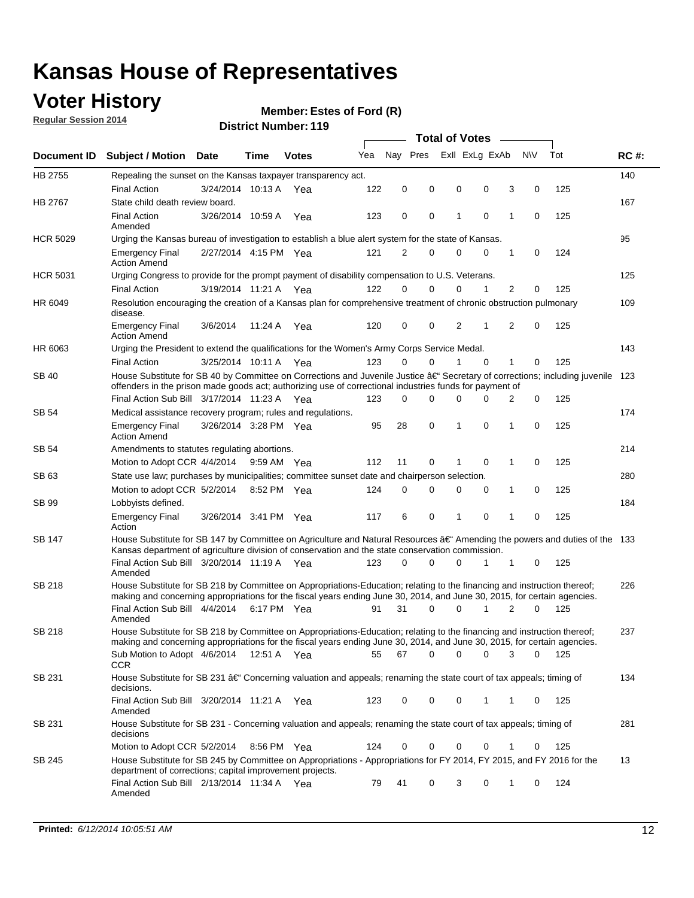# Kansas House of Representatives

## Voter History

**Regular Session 2014**

**Member: Estes of Ford (R)**

**District Number: 119**

| Document ID | Subject / Motion | Date | Time | Votes | Yea | Nay | Pres | ExII | ExLg | ExAb | N\V | Tot | RC #: |
|---|---|---|---|---|---|---|---|---|---|---|---|---|---|
| HB 2755 | Repealing the sunset on the Kansas taxpayer transparency act. | | | | | | | | | | | | 140 |
| | Final Action | 3/24/2014 | 10:13 A | Yea | 122 | 0 | 0 | 0 | 0 | 3 | 0 | 125 | |
| HB 2767 | State child death review board. | | | | | | | | | | | | 167 |
| | Final Action Amended | 3/26/2014 | 10:59 A | Yea | 123 | 0 | 0 | 1 | 0 | 1 | 0 | 125 | |
| HCR 5029 | Urging the Kansas bureau of investigation to establish a blue alert system for the state of Kansas. | | | | | | | | | | | | 95 |
| | Emergency Final Action Amend | 2/27/2014 | 4:15 PM | Yea | 121 | 2 | 0 | 0 | 0 | 1 | 0 | 124 | |
| HCR 5031 | Urging Congress to provide for the prompt payment of disability compensation to U.S. Veterans. | | | | | | | | | | | | 125 |
| | Final Action | 3/19/2014 | 11:21 A | Yea | 122 | 0 | 0 | 0 | 1 | 2 | 0 | 125 | |
| HR 6049 | Resolution encouraging the creation of a Kansas plan for comprehensive treatment of chronic obstruction pulmonary disease. | | | | | | | | | | | | 109 |
| | Emergency Final Action Amend | 3/6/2014 | 11:24 A | Yea | 120 | 0 | 0 | 2 | 1 | 2 | 0 | 125 | |
| HR 6063 | Urging the President to extend the qualifications for the Women's Army Corps Service Medal. | | | | | | | | | | | | 143 |
| | Final Action | 3/25/2014 | 10:11 A | Yea | 123 | 0 | 0 | 1 | 0 | 1 | 0 | 125 | |
| SB 40 | House Substitute for SB 40 by Committee on Corrections and Juvenile Justice â€" Secretary of corrections; including juvenile offenders in the prison made goods act; authorizing use of correctional industries funds for payment of | | | | | | | | | | | | 123 |
| | Final Action Sub Bill | 3/17/2014 | 11:23 A | Yea | 123 | 0 | 0 | 0 | 0 | 2 | 0 | 125 | |
| SB 54 | Medical assistance recovery program; rules and regulations. | | | | | | | | | | | | 174 |
| | Emergency Final Action Amend | 3/26/2014 | 3:28 PM | Yea | 95 | 28 | 0 | 1 | 0 | 1 | 0 | 125 | |
| SB 54 | Amendments to statutes regulating abortions. | | | | | | | | | | | | 214 |
| | Motion to Adopt CCR | 4/4/2014 | 9:59 AM | Yea | 112 | 11 | 0 | 1 | 0 | 1 | 0 | 125 | |
| SB 63 | State use law; purchases by municipalities; committee sunset date and chairperson selection. | | | | | | | | | | | | 280 |
| | Motion to adopt CCR | 5/2/2014 | 8:52 PM | Yea | 124 | 0 | 0 | 0 | 0 | 1 | 0 | 125 | |
| SB 99 | Lobbyists defined. | | | | | | | | | | | | 184 |
| | Emergency Final Action | 3/26/2014 | 3:41 PM | Yea | 117 | 6 | 0 | 1 | 0 | 1 | 0 | 125 | |
| SB 147 | House Substitute for SB 147 by Committee on Agriculture and Natural Resources â€" Amending the powers and duties of the Kansas department of agriculture division of conservation and the state conservation commission. | | | | | | | | | | | | 133 |
| | Final Action Sub Bill Amended | 3/20/2014 | 11:19 A | Yea | 123 | 0 | 0 | 0 | 1 | 1 | 0 | 125 | |
| SB 218 | House Substitute for SB 218 by Committee on Appropriations-Education; relating to the financing and instruction thereof; making and concerning appropriations for the fiscal years ending June 30, 2014, and June 30, 2015, for certain agencies. | | | | | | | | | | | | 226 |
| | Final Action Sub Bill Amended | 4/4/2014 | 6:17 PM | Yea | 91 | 31 | 0 | 0 | 1 | 2 | 0 | 125 | |
| SB 218 | House Substitute for SB 218 by Committee on Appropriations-Education; relating to the financing and instruction thereof; making and concerning appropriations for the fiscal years ending June 30, 2014, and June 30, 2015, for certain agencies. | | | | | | | | | | | | 237 |
| | Sub Motion to Adopt CCR | 4/6/2014 | 12:51 A | Yea | 55 | 67 | 0 | 0 | 0 | 3 | 0 | 125 | |
| SB 231 | House Substitute for SB 231 â€" Concerning valuation and appeals; renaming the state court of tax appeals; timing of decisions. | | | | | | | | | | | | 134 |
| | Final Action Sub Bill Amended | 3/20/2014 | 11:21 A | Yea | 123 | 0 | 0 | 0 | 1 | 1 | 0 | 125 | |
| SB 231 | House Substitute for SB 231 - Concerning valuation and appeals; renaming the state court of tax appeals; timing of decisions | | | | | | | | | | | | 281 |
| | Motion to Adopt CCR | 5/2/2014 | 8:56 PM | Yea | 124 | 0 | 0 | 0 | 0 | 1 | 0 | 125 | |
| SB 245 | House Substitute for SB 245 by Committee on Appropriations - Appropriations for FY 2014, FY 2015, and FY 2016 for the department of corrections; capital improvement projects. | | | | | | | | | | | | 13 |
| | Final Action Sub Bill Amended | 2/13/2014 | 11:34 A | Yea | 79 | 41 | 0 | 3 | 0 | 1 | 0 | 124 | |

**Printed:** *6/12/2014 10:05:51 AM*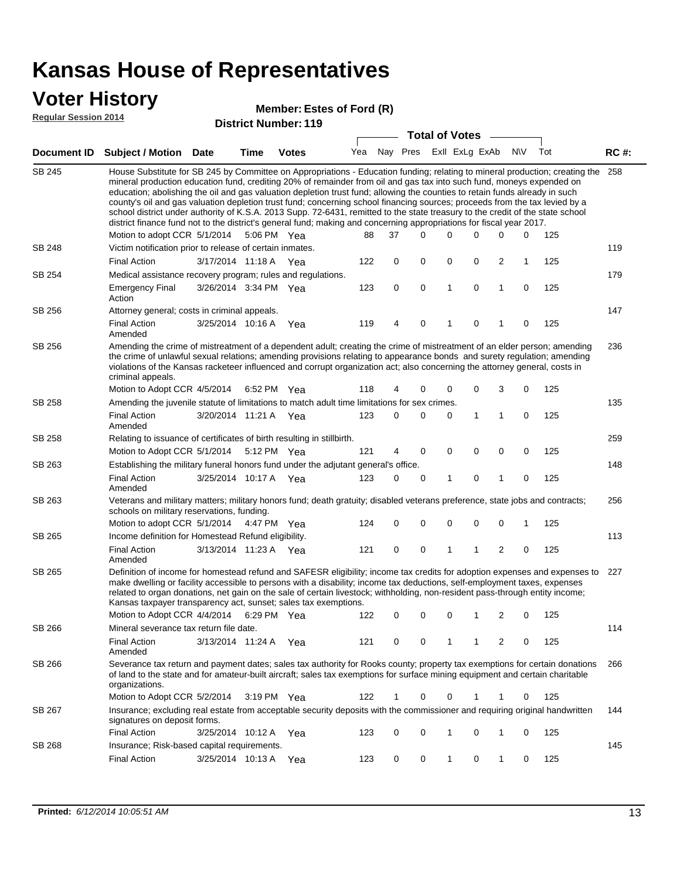# Kansas House of Representatives

## Voter History

**Regular Session 2014**

**Member: Estes of Ford (R)**

**District Number: 119**

| Document ID | Subject / Motion | Date | Time | Votes | Yea | Nay | Pres | ExII | ExLg | ExAb | N\V | Tot | RC #: |
|---|---|---|---|---|---|---|---|---|---|---|---|---|---|
| SB 245 | House Substitute for SB 245 by Committee on Appropriations - Education funding; relating to mineral production; creating the mineral production education fund, crediting 20% of remainder from oil and gas tax into such fund, moneys expended on education; abolishing the oil and gas valuation depletion trust fund; allowing the counties to retain funds already in such county's oil and gas valuation depletion trust fund; concerning school financing sources; proceeds from the tax levied by a school district under authority of K.S.A. 2013 Supp. 72-6431, remitted to the state treasury to the credit of the state school district finance fund not to the district's general fund; making and concerning appropriations for fiscal year 2017. | | | | | | | | | | | | 258 |
| | Motion to adopt CCR | 5/1/2014 | 5:06 PM | Yea | 88 | 37 | 0 | 0 | 0 | 0 | 0 | 125 | |
| SB 248 | Victim notification prior to release of certain inmates. | | | | | | | | | | | | 119 |
| | Final Action | 3/17/2014 | 11:18 A | Yea | 122 | 0 | 0 | 0 | 0 | 2 | 1 | 125 | |
| SB 254 | Medical assistance recovery program; rules and regulations. | | | | | | | | | | | | 179 |
| | Emergency Final Action | 3/26/2014 | 3:34 PM | Yea | 123 | 0 | 0 | 1 | 0 | 1 | 0 | 125 | |
| SB 256 | Attorney general; costs in criminal appeals. | | | | | | | | | | | | 147 |
| | Final Action Amended | 3/25/2014 | 10:16 A | Yea | 119 | 4 | 0 | 1 | 0 | 1 | 0 | 125 | |
| SB 256 | Amending the crime of mistreatment of a dependent adult; creating the crime of mistreatment of an elder person; amending the crime of unlawful sexual relations; amending provisions relating to appearance bonds and surety regulation; amending violations of the Kansas racketeer influenced and corrupt organization act; also concerning the attorney general, costs in criminal appeals. | | | | | | | | | | | | 236 |
| | Motion to Adopt CCR | 4/5/2014 | 6:52 PM | Yea | 118 | 4 | 0 | 0 | 0 | 3 | 0 | 125 | |
| SB 258 | Amending the juvenile statute of limitations to match adult time limitations for sex crimes. | | | | | | | | | | | | 135 |
| | Final Action Amended | 3/20/2014 | 11:21 A | Yea | 123 | 0 | 0 | 0 | 1 | 1 | 0 | 125 | |
| SB 258 | Relating to issuance of certificates of birth resulting in stillbirth. | | | | | | | | | | | | 259 |
| | Motion to Adopt CCR | 5/1/2014 | 5:12 PM | Yea | 121 | 4 | 0 | 0 | 0 | 0 | 0 | 125 | |
| SB 263 | Establishing the military funeral honors fund under the adjutant general's office. | | | | | | | | | | | | 148 |
| | Final Action Amended | 3/25/2014 | 10:17 A | Yea | 123 | 0 | 0 | 1 | 0 | 1 | 0 | 125 | |
| SB 263 | Veterans and military matters; military honors fund; death gratuity; disabled veterans preference, state jobs and contracts; schools on military reservations, funding. | | | | | | | | | | | | 256 |
| | Motion to adopt CCR | 5/1/2014 | 4:47 PM | Yea | 124 | 0 | 0 | 0 | 0 | 0 | 1 | 125 | |
| SB 265 | Income definition for Homestead Refund eligibility. | | | | | | | | | | | | 113 |
| | Final Action Amended | 3/13/2014 | 11:23 A | Yea | 121 | 0 | 0 | 1 | 1 | 2 | 0 | 125 | |
| SB 265 | Definition of income for homestead refund and SAFESR eligibility; income tax credits for adoption expenses and expenses to make dwelling or facility accessible to persons with a disability; income tax deductions, self-employment taxes, expenses related to organ donations, net gain on the sale of certain livestock; withholding, non-resident pass-through entity income; Kansas taxpayer transparency act, sunset; sales tax exemptions. | | | | | | | | | | | | 227 |
| | Motion to Adopt CCR | 4/4/2014 | 6:29 PM | Yea | 122 | 0 | 0 | 0 | 1 | 2 | 0 | 125 | |
| SB 266 | Mineral severance tax return file date. | | | | | | | | | | | | 114 |
| | Final Action Amended | 3/13/2014 | 11:24 A | Yea | 121 | 0 | 0 | 1 | 1 | 2 | 0 | 125 | |
| SB 266 | Severance tax return and payment dates; sales tax authority for Rooks county; property tax exemptions for certain donations of land to the state and for amateur-built aircraft; sales tax exemptions for surface mining equipment and certain charitable organizations. | | | | | | | | | | | | 266 |
| | Motion to Adopt CCR | 5/2/2014 | 3:19 PM | Yea | 122 | 1 | 0 | 0 | 1 | 1 | 0 | 125 | |
| SB 267 | Insurance; excluding real estate from acceptable security deposits with the commissioner and requiring original handwritten signatures on deposit forms. | | | | | | | | | | | | 144 |
| | Final Action | 3/25/2014 | 10:12 A | Yea | 123 | 0 | 0 | 1 | 0 | 1 | 0 | 125 | |
| SB 268 | Insurance; Risk-based capital requirements. | | | | | | | | | | | | 145 |
| | Final Action | 3/25/2014 | 10:13 A | Yea | 123 | 0 | 0 | 1 | 0 | 1 | 0 | 125 | |

**Printed:** *6/12/2014 10:05:51 AM*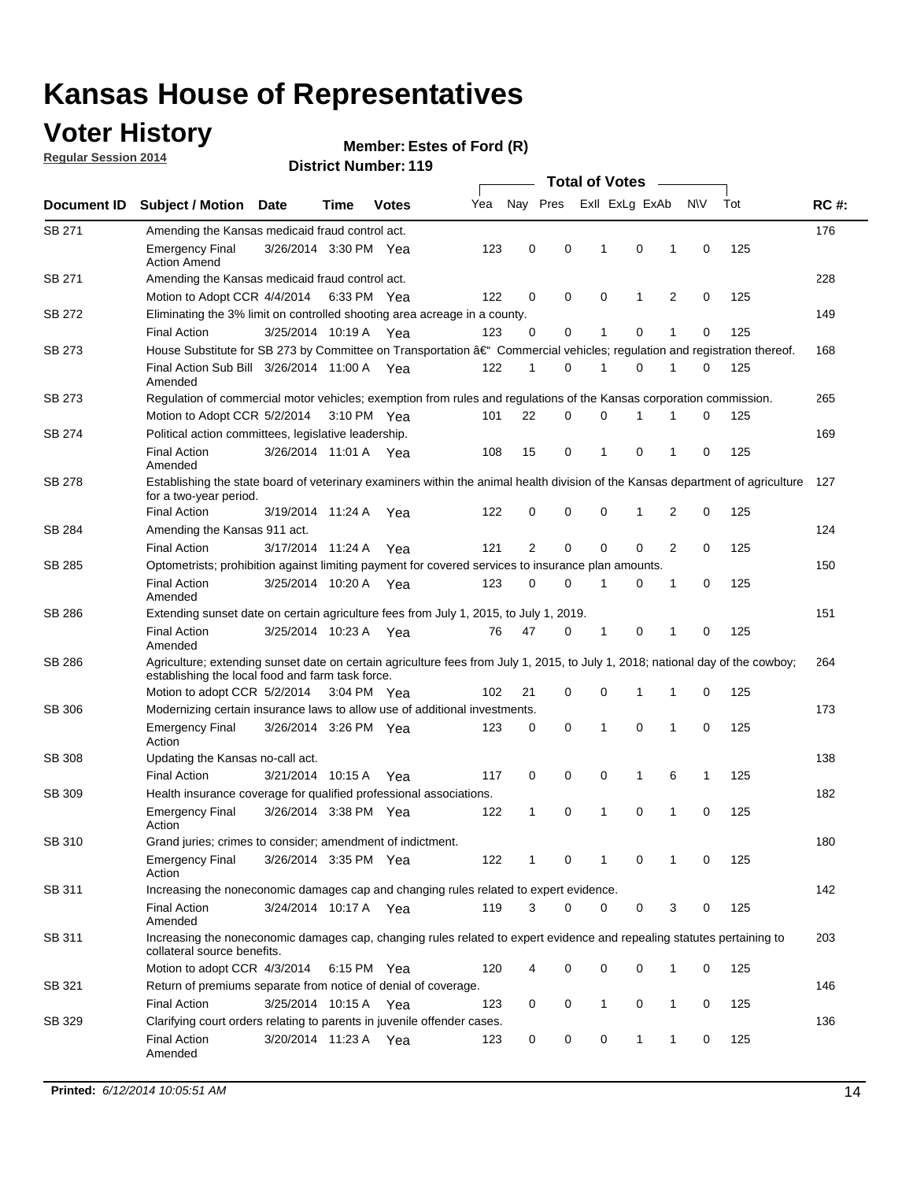# Kansas House of Representatives

## Voter History

**Regular Session 2014**

**Member: Estes of Ford (R)**

**District Number: 119**

| Document ID | Subject / Motion | Date | Time | Votes | Yea | Nay | Pres | ExII | ExLg | ExAb | N\V | Tot | RC #: |
|---|---|---|---|---|---|---|---|---|---|---|---|---|---|
| SB 271 | Amending the Kansas medicaid fraud control act. | | | | | | | | | | | | 176 |
| | Emergency Final Action Amend | 3/26/2014 | 3:30 PM | Yea | 123 | 0 | 0 | 1 | 0 | 1 | 0 | 125 | |
| SB 271 | Amending the Kansas medicaid fraud control act. | | | | | | | | | | | | 228 |
| | Motion to Adopt CCR | 4/4/2014 | 6:33 PM | Yea | 122 | 0 | 0 | 0 | 1 | 2 | 0 | 125 | |
| SB 272 | Eliminating the 3% limit on controlled shooting area acreage in a county. | | | | | | | | | | | | 149 |
| | Final Action | 3/25/2014 | 10:19 A | Yea | 123 | 0 | 0 | 1 | 0 | 1 | 0 | 125 | |
| SB 273 | House Substitute for SB 273 by Committee on Transportation â€" Commercial vehicles; regulation and registration thereof. | | | | | | | | | | | | 168 |
| | Final Action Sub Bill Amended | 3/26/2014 | 11:00 A | Yea | 122 | 1 | 0 | 1 | 0 | 1 | 0 | 125 | |
| SB 273 | Regulation of commercial motor vehicles; exemption from rules and regulations of the Kansas corporation commission. | | | | | | | | | | | | 265 |
| | Motion to Adopt CCR | 5/2/2014 | 3:10 PM | Yea | 101 | 22 | 0 | 0 | 1 | 1 | 0 | 125 | |
| SB 274 | Political action committees, legislative leadership. | | | | | | | | | | | | 169 |
| | Final Action Amended | 3/26/2014 | 11:01 A | Yea | 108 | 15 | 0 | 1 | 0 | 1 | 0 | 125 | |
| SB 278 | Establishing the state board of veterinary examiners within the animal health division of the Kansas department of agriculture for a two-year period. | | | | | | | | | | | | 127 |
| | Final Action | 3/19/2014 | 11:24 A | Yea | 122 | 0 | 0 | 0 | 1 | 2 | 0 | 125 | |
| SB 284 | Amending the Kansas 911 act. | | | | | | | | | | | | 124 |
| | Final Action | 3/17/2014 | 11:24 A | Yea | 121 | 2 | 0 | 0 | 0 | 2 | 0 | 125 | |
| SB 285 | Optometrists; prohibition against limiting payment for covered services to insurance plan amounts. | | | | | | | | | | | | 150 |
| | Final Action Amended | 3/25/2014 | 10:20 A | Yea | 123 | 0 | 0 | 1 | 0 | 1 | 0 | 125 | |
| SB 286 | Extending sunset date on certain agriculture fees from July 1, 2015, to July 1, 2019. | | | | | | | | | | | | 151 |
| | Final Action Amended | 3/25/2014 | 10:23 A | Yea | 76 | 47 | 0 | 1 | 0 | 1 | 0 | 125 | |
| SB 286 | Agriculture; extending sunset date on certain agriculture fees from July 1, 2015, to July 1, 2018; national day of the cowboy; establishing the local food and farm task force. | | | | | | | | | | | | 264 |
| | Motion to adopt CCR | 5/2/2014 | 3:04 PM | Yea | 102 | 21 | 0 | 0 | 1 | 1 | 0 | 125 | |
| SB 306 | Modernizing certain insurance laws to allow use of additional investments. | | | | | | | | | | | | 173 |
| | Emergency Final Action | 3/26/2014 | 3:26 PM | Yea | 123 | 0 | 0 | 1 | 0 | 1 | 0 | 125 | |
| SB 308 | Updating the Kansas no-call act. | | | | | | | | | | | | 138 |
| | Final Action | 3/21/2014 | 10:15 A | Yea | 117 | 0 | 0 | 0 | 1 | 6 | 1 | 125 | |
| SB 309 | Health insurance coverage for qualified professional associations. | | | | | | | | | | | | 182 |
| | Emergency Final Action | 3/26/2014 | 3:38 PM | Yea | 122 | 1 | 0 | 1 | 0 | 1 | 0 | 125 | |
| SB 310 | Grand juries; crimes to consider; amendment of indictment. | | | | | | | | | | | | 180 |
| | Emergency Final Action | 3/26/2014 | 3:35 PM | Yea | 122 | 1 | 0 | 1 | 0 | 1 | 0 | 125 | |
| SB 311 | Increasing the noneconomic damages cap and changing rules related to expert evidence. | | | | | | | | | | | | 142 |
| | Final Action Amended | 3/24/2014 | 10:17 A | Yea | 119 | 3 | 0 | 0 | 0 | 3 | 0 | 125 | |
| SB 311 | Increasing the noneconomic damages cap, changing rules related to expert evidence and repealing statutes pertaining to collateral source benefits. | | | | | | | | | | | | 203 |
| | Motion to adopt CCR | 4/3/2014 | 6:15 PM | Yea | 120 | 4 | 0 | 0 | 0 | 1 | 0 | 125 | |
| SB 321 | Return of premiums separate from notice of denial of coverage. | | | | | | | | | | | | 146 |
| | Final Action | 3/25/2014 | 10:15 A | Yea | 123 | 0 | 0 | 1 | 0 | 1 | 0 | 125 | |
| SB 329 | Clarifying court orders relating to parents in juvenile offender cases. | | | | | | | | | | | | 136 |
| | Final Action Amended | 3/20/2014 | 11:23 A | Yea | 123 | 0 | 0 | 0 | 1 | 1 | 0 | 125 | |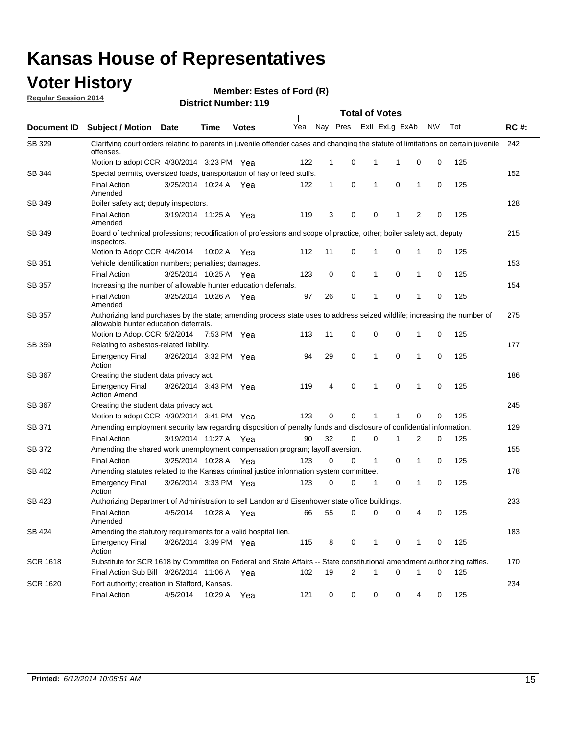# Kansas House of Representatives

## Voter History

**Regular Session 2014**

**Member: Estes of Ford (R)**

**District Number: 119**

| Document ID | Subject / Motion | Date | Time | Votes | Yea | Nay | Pres | ExII | ExLg | ExAb | N\V | Tot | RC #: |
|---|---|---|---|---|---|---|---|---|---|---|---|---|---|
| SB 329 | Clarifying court orders relating to parents in juvenile offender cases and changing the statute of limitations on certain juvenile offenses. | | | | | | | | | | | | 242 |
| | Motion to adopt CCR | 4/30/2014 | 3:23 PM | Yea | 122 | 1 | 0 | 1 | 1 | 0 | 0 | 125 | |
| SB 344 | Special permits, oversized loads, transportation of hay or feed stuffs. | | | | | | | | | | | | 152 |
| | Final Action Amended | 3/25/2014 | 10:24 A | Yea | 122 | 1 | 0 | 1 | 0 | 1 | 0 | 125 | |
| SB 349 | Boiler safety act; deputy inspectors. | | | | | | | | | | | | 128 |
| | Final Action Amended | 3/19/2014 | 11:25 A | Yea | 119 | 3 | 0 | 0 | 1 | 2 | 0 | 125 | |
| SB 349 | Board of technical professions; recodification of professions and scope of practice, other; boiler safety act, deputy inspectors. | | | | | | | | | | | | 215 |
| | Motion to Adopt CCR | 4/4/2014 | 10:02 A | Yea | 112 | 11 | 0 | 1 | 0 | 1 | 0 | 125 | |
| SB 351 | Vehicle identification numbers; penalties; damages. | | | | | | | | | | | | 153 |
| | Final Action | 3/25/2014 | 10:25 A | Yea | 123 | 0 | 0 | 1 | 0 | 1 | 0 | 125 | |
| SB 357 | Increasing the number of allowable hunter education deferrals. | | | | | | | | | | | | 154 |
| | Final Action Amended | 3/25/2014 | 10:26 A | Yea | 97 | 26 | 0 | 1 | 0 | 1 | 0 | 125 | |
| SB 357 | Authorizing land purchases by the state; amending process state uses to address seized wildlife; increasing the number of allowable hunter education deferrals. | | | | | | | | | | | | 275 |
| | Motion to Adopt CCR | 5/2/2014 | 7:53 PM | Yea | 113 | 11 | 0 | 0 | 0 | 1 | 0 | 125 | |
| SB 359 | Relating to asbestos-related liability. | | | | | | | | | | | | 177 |
| | Emergency Final Action | 3/26/2014 | 3:32 PM | Yea | 94 | 29 | 0 | 1 | 0 | 1 | 0 | 125 | |
| SB 367 | Creating the student data privacy act. | | | | | | | | | | | | 186 |
| | Emergency Final Action Amend | 3/26/2014 | 3:43 PM | Yea | 119 | 4 | 0 | 1 | 0 | 1 | 0 | 125 | |
| SB 367 | Creating the student data privacy act. | | | | | | | | | | | | 245 |
| | Motion to adopt CCR | 4/30/2014 | 3:41 PM | Yea | 123 | 0 | 0 | 1 | 1 | 0 | 0 | 125 | |
| SB 371 | Amending employment security law regarding disposition of penalty funds and disclosure of confidential information. | | | | | | | | | | | | 129 |
| | Final Action | 3/19/2014 | 11:27 A | Yea | 90 | 32 | 0 | 0 | 1 | 2 | 0 | 125 | |
| SB 372 | Amending the shared work unemployment compensation program; layoff aversion. | | | | | | | | | | | | 155 |
| | Final Action | 3/25/2014 | 10:28 A | Yea | 123 | 0 | 0 | 1 | 0 | 1 | 0 | 125 | |
| SB 402 | Amending statutes related to the Kansas criminal justice information system committee. | | | | | | | | | | | | 178 |
| | Emergency Final Action | 3/26/2014 | 3:33 PM | Yea | 123 | 0 | 0 | 1 | 0 | 1 | 0 | 125 | |
| SB 423 | Authorizing Department of Administration to sell Landon and Eisenhower state office buildings. | | | | | | | | | | | | 233 |
| | Final Action Amended | 4/5/2014 | 10:28 A | Yea | 66 | 55 | 0 | 0 | 0 | 4 | 0 | 125 | |
| SB 424 | Amending the statutory requirements for a valid hospital lien. | | | | | | | | | | | | 183 |
| | Emergency Final Action | 3/26/2014 | 3:39 PM | Yea | 115 | 8 | 0 | 1 | 0 | 1 | 0 | 125 | |
| SCR 1618 | Substitute for SCR 1618 by Committee on Federal and State Affairs -- State constitutional amendment authorizing raffles. | | | | | | | | | | | | 170 |
| | Final Action Sub Bill | 3/26/2014 | 11:06 A | Yea | 102 | 19 | 2 | 1 | 0 | 1 | 0 | 125 | |
| SCR 1620 | Port authority; creation in Stafford, Kansas. | | | | | | | | | | | | 234 |
| | Final Action | 4/5/2014 | 10:29 A | Yea | 121 | 0 | 0 | 0 | 0 | 4 | 0 | 125 | |

**Printed:** *6/12/2014 10:05:51 AM*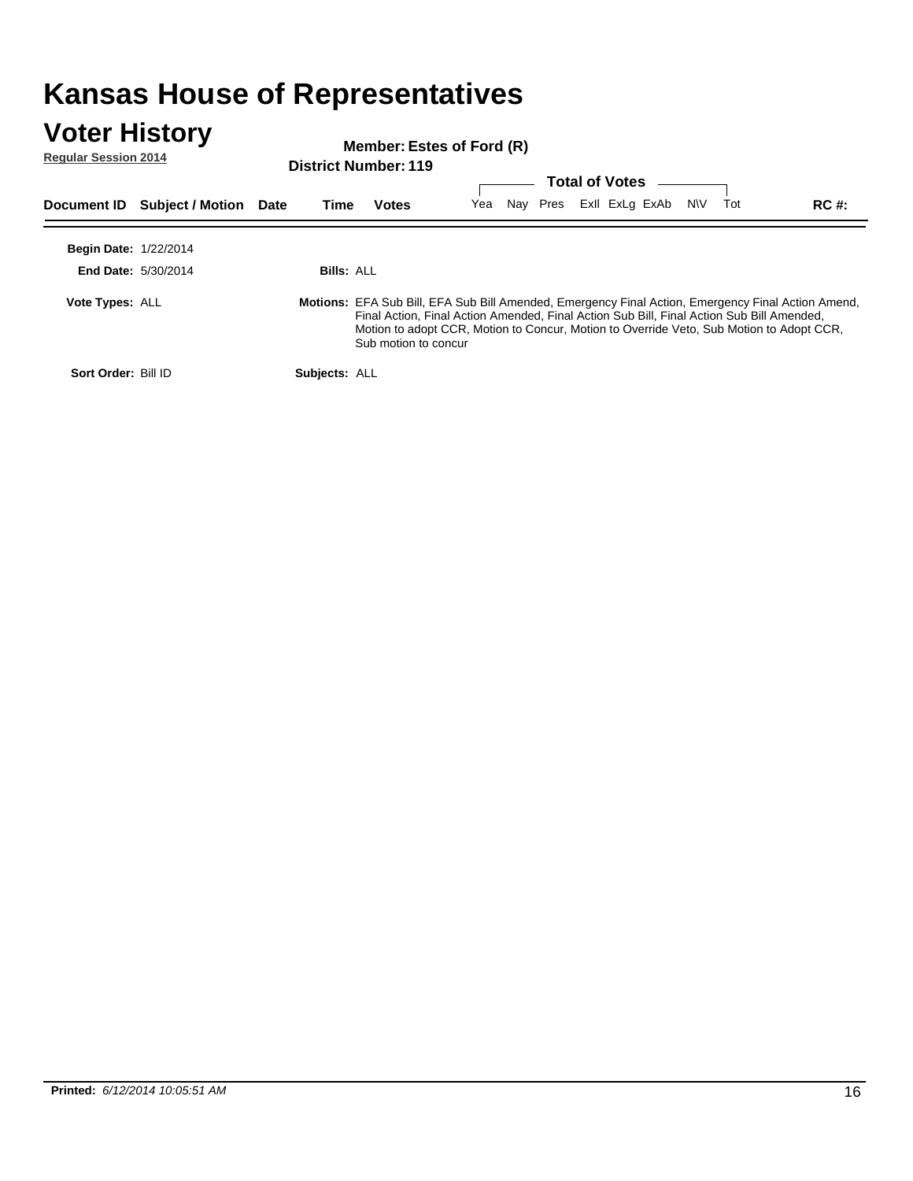# Kansas House of Representatives

## Voter History

**Regular Session 2014**

**Member: Estes of Ford (R)**

**District Number: 119**

| Document ID | Subject / Motion | Date | Time | Votes | Yea | Nay | Pres | ExII | ExLg | ExAb | N\V | Tot | RC #: |
|---|---|---|---|---|---|---|---|---|---|---|---|---|---|

**Begin Date:** 1/22/2014

**End Date:** 5/30/2014

**Bills:** ALL

**Vote Types:** ALL

**Motions:** EFA Sub Bill, EFA Sub Bill Amended, Emergency Final Action, Emergency Final Action Amend, Final Action, Final Action Amended, Final Action Sub Bill, Final Action Sub Bill Amended, Motion to adopt CCR, Motion to Concur, Motion to Override Veto, Sub Motion to Adopt CCR, Sub motion to concur

**Sort Order:** Bill ID

**Subjects:** ALL

**Printed:** *6/12/2014 10:05:51 AM*